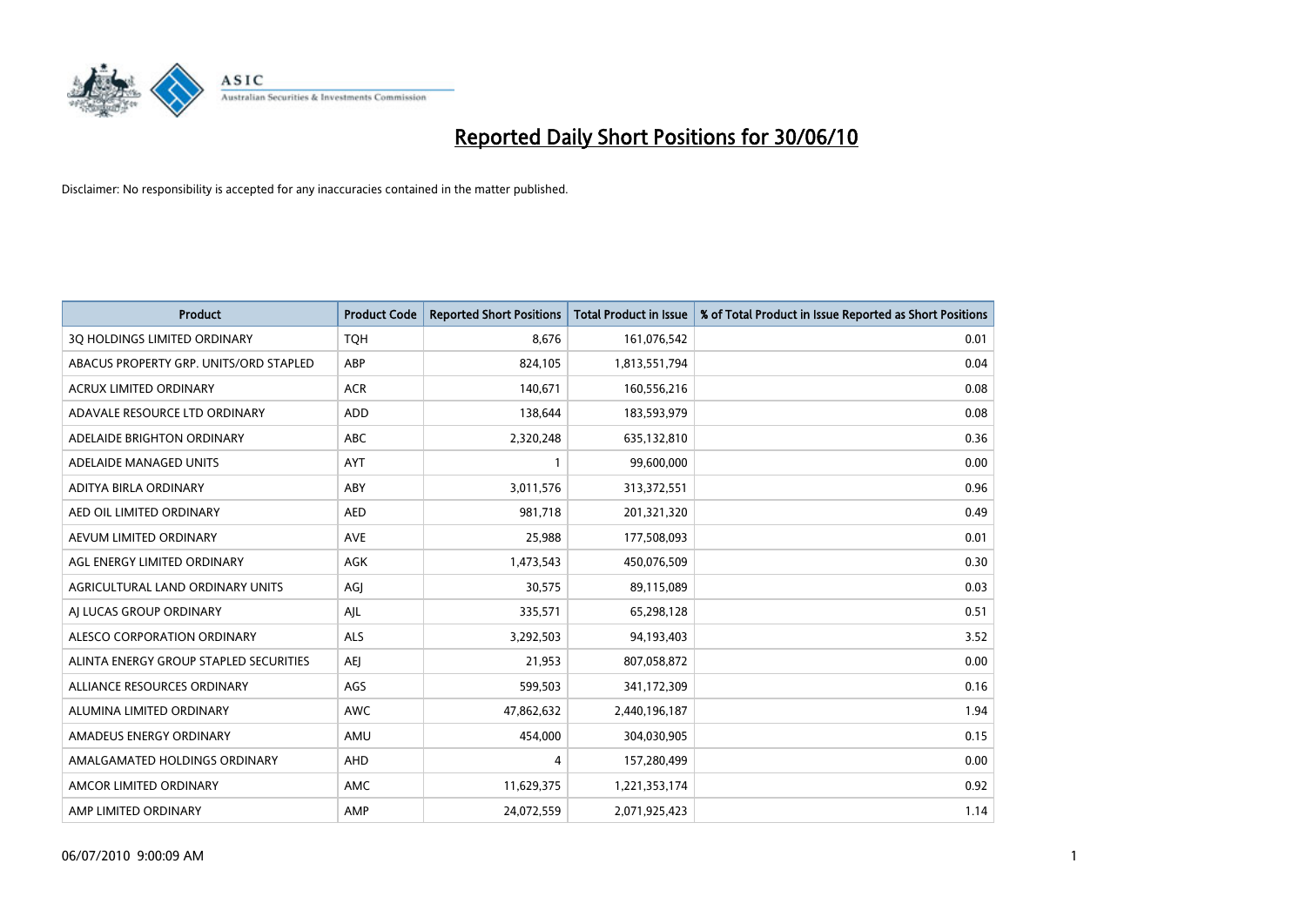# Reported Daily Short Positions for 30/06/10

Disclaimer: No responsibility is accepted for any inaccuracies contained in the matter published.

| Product | Product Code | Reported Short Positions | Total Product in Issue | % of Total Product in Issue Reported as Short Positions |
|---|---|---|---|---|
| 3Q HOLDINGS LIMITED ORDINARY | TQH | 8,676 | 161,076,542 | 0.01 |
| ABACUS PROPERTY GRP. UNITS/ORD STAPLED | ABP | 824,105 | 1,813,551,794 | 0.04 |
| ACRUX LIMITED ORDINARY | ACR | 140,671 | 160,556,216 | 0.08 |
| ADAVALE RESOURCE LTD ORDINARY | ADD | 138,644 | 183,593,979 | 0.08 |
| ADELAIDE BRIGHTON ORDINARY | ABC | 2,320,248 | 635,132,810 | 0.36 |
| ADELAIDE MANAGED UNITS | AYT | 1 | 99,600,000 | 0.00 |
| ADITYA BIRLA ORDINARY | ABY | 3,011,576 | 313,372,551 | 0.96 |
| AED OIL LIMITED ORDINARY | AED | 981,718 | 201,321,320 | 0.49 |
| AEVUM LIMITED ORDINARY | AVE | 25,988 | 177,508,093 | 0.01 |
| AGL ENERGY LIMITED ORDINARY | AGK | 1,473,543 | 450,076,509 | 0.30 |
| AGRICULTURAL LAND ORDINARY UNITS | AGJ | 30,575 | 89,115,089 | 0.03 |
| AJ LUCAS GROUP ORDINARY | AJL | 335,571 | 65,298,128 | 0.51 |
| ALESCO CORPORATION ORDINARY | ALS | 3,292,503 | 94,193,403 | 3.52 |
| ALINTA ENERGY GROUP STAPLED SECURITIES | AEJ | 21,953 | 807,058,872 | 0.00 |
| ALLIANCE RESOURCES ORDINARY | AGS | 599,503 | 341,172,309 | 0.16 |
| ALUMINA LIMITED ORDINARY | AWC | 47,862,632 | 2,440,196,187 | 1.94 |
| AMADEUS ENERGY ORDINARY | AMU | 454,000 | 304,030,905 | 0.15 |
| AMALGAMATED HOLDINGS ORDINARY | AHD | 4 | 157,280,499 | 0.00 |
| AMCOR LIMITED ORDINARY | AMC | 11,629,375 | 1,221,353,174 | 0.92 |
| AMP LIMITED ORDINARY | AMP | 24,072,559 | 2,071,925,423 | 1.14 |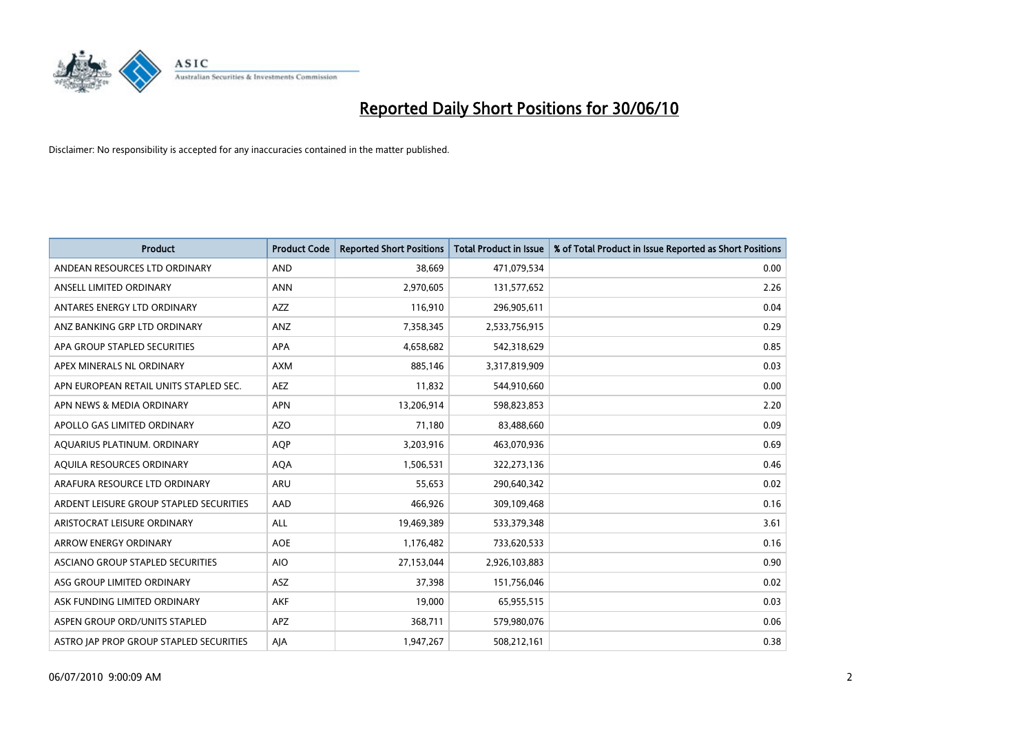# Reported Daily Short Positions for 30/06/10

Disclaimer: No responsibility is accepted for any inaccuracies contained in the matter published.

| Product | Product Code | Reported Short Positions | Total Product in Issue | % of Total Product in Issue Reported as Short Positions |
|---|---|---|---|---|
| ANDEAN RESOURCES LTD ORDINARY | AND | 38,669 | 471,079,534 | 0.00 |
| ANSELL LIMITED ORDINARY | ANN | 2,970,605 | 131,577,652 | 2.26 |
| ANTARES ENERGY LTD ORDINARY | AZZ | 116,910 | 296,905,611 | 0.04 |
| ANZ BANKING GRP LTD ORDINARY | ANZ | 7,358,345 | 2,533,756,915 | 0.29 |
| APA GROUP STAPLED SECURITIES | APA | 4,658,682 | 542,318,629 | 0.85 |
| APEX MINERALS NL ORDINARY | AXM | 885,146 | 3,317,819,909 | 0.03 |
| APN EUROPEAN RETAIL UNITS STAPLED SEC. | AEZ | 11,832 | 544,910,660 | 0.00 |
| APN NEWS & MEDIA ORDINARY | APN | 13,206,914 | 598,823,853 | 2.20 |
| APOLLO GAS LIMITED ORDINARY | AZO | 71,180 | 83,488,660 | 0.09 |
| AQUARIUS PLATINUM. ORDINARY | AQP | 3,203,916 | 463,070,936 | 0.69 |
| AQUILA RESOURCES ORDINARY | AQA | 1,506,531 | 322,273,136 | 0.46 |
| ARAFURA RESOURCE LTD ORDINARY | ARU | 55,653 | 290,640,342 | 0.02 |
| ARDENT LEISURE GROUP STAPLED SECURITIES | AAD | 466,926 | 309,109,468 | 0.16 |
| ARISTOCRAT LEISURE ORDINARY | ALL | 19,469,389 | 533,379,348 | 3.61 |
| ARROW ENERGY ORDINARY | AOE | 1,176,482 | 733,620,533 | 0.16 |
| ASCIANO GROUP STAPLED SECURITIES | AIO | 27,153,044 | 2,926,103,883 | 0.90 |
| ASG GROUP LIMITED ORDINARY | ASZ | 37,398 | 151,756,046 | 0.02 |
| ASK FUNDING LIMITED ORDINARY | AKF | 19,000 | 65,955,515 | 0.03 |
| ASPEN GROUP ORD/UNITS STAPLED | APZ | 368,711 | 579,980,076 | 0.06 |
| ASTRO JAP PROP GROUP STAPLED SECURITIES | AJA | 1,947,267 | 508,212,161 | 0.38 |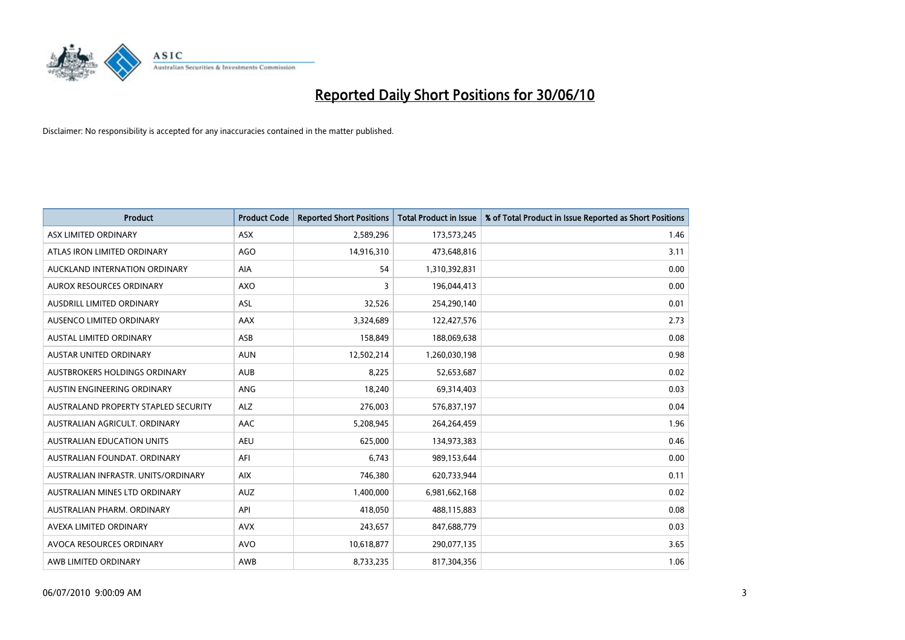# Reported Daily Short Positions for 30/06/10

Disclaimer: No responsibility is accepted for any inaccuracies contained in the matter published.

| Product | Product Code | Reported Short Positions | Total Product in Issue | % of Total Product in Issue Reported as Short Positions |
|---|---|---|---|---|
| ASX LIMITED ORDINARY | ASX | 2,589,296 | 173,573,245 | 1.46 |
| ATLAS IRON LIMITED ORDINARY | AGO | 14,916,310 | 473,648,816 | 3.11 |
| AUCKLAND INTERNATION ORDINARY | AIA | 54 | 1,310,392,831 | 0.00 |
| AUROX RESOURCES ORDINARY | AXO | 3 | 196,044,413 | 0.00 |
| AUSDRILL LIMITED ORDINARY | ASL | 32,526 | 254,290,140 | 0.01 |
| AUSENCO LIMITED ORDINARY | AAX | 3,324,689 | 122,427,576 | 2.73 |
| AUSTAL LIMITED ORDINARY | ASB | 158,849 | 188,069,638 | 0.08 |
| AUSTAR UNITED ORDINARY | AUN | 12,502,214 | 1,260,030,198 | 0.98 |
| AUSTBROKERS HOLDINGS ORDINARY | AUB | 8,225 | 52,653,687 | 0.02 |
| AUSTIN ENGINEERING ORDINARY | ANG | 18,240 | 69,314,403 | 0.03 |
| AUSTRALAND PROPERTY STAPLED SECURITY | ALZ | 276,003 | 576,837,197 | 0.04 |
| AUSTRALIAN AGRICULT. ORDINARY | AAC | 5,208,945 | 264,264,459 | 1.96 |
| AUSTRALIAN EDUCATION UNITS | AEU | 625,000 | 134,973,383 | 0.46 |
| AUSTRALIAN FOUNDAT. ORDINARY | AFI | 6,743 | 989,153,644 | 0.00 |
| AUSTRALIAN INFRASTR. UNITS/ORDINARY | AIX | 746,380 | 620,733,944 | 0.11 |
| AUSTRALIAN MINES LTD ORDINARY | AUZ | 1,400,000 | 6,981,662,168 | 0.02 |
| AUSTRALIAN PHARM. ORDINARY | API | 418,050 | 488,115,883 | 0.08 |
| AVEXA LIMITED ORDINARY | AVX | 243,657 | 847,688,779 | 0.03 |
| AVOCA RESOURCES ORDINARY | AVO | 10,618,877 | 290,077,135 | 3.65 |
| AWB LIMITED ORDINARY | AWB | 8,733,235 | 817,304,356 | 1.06 |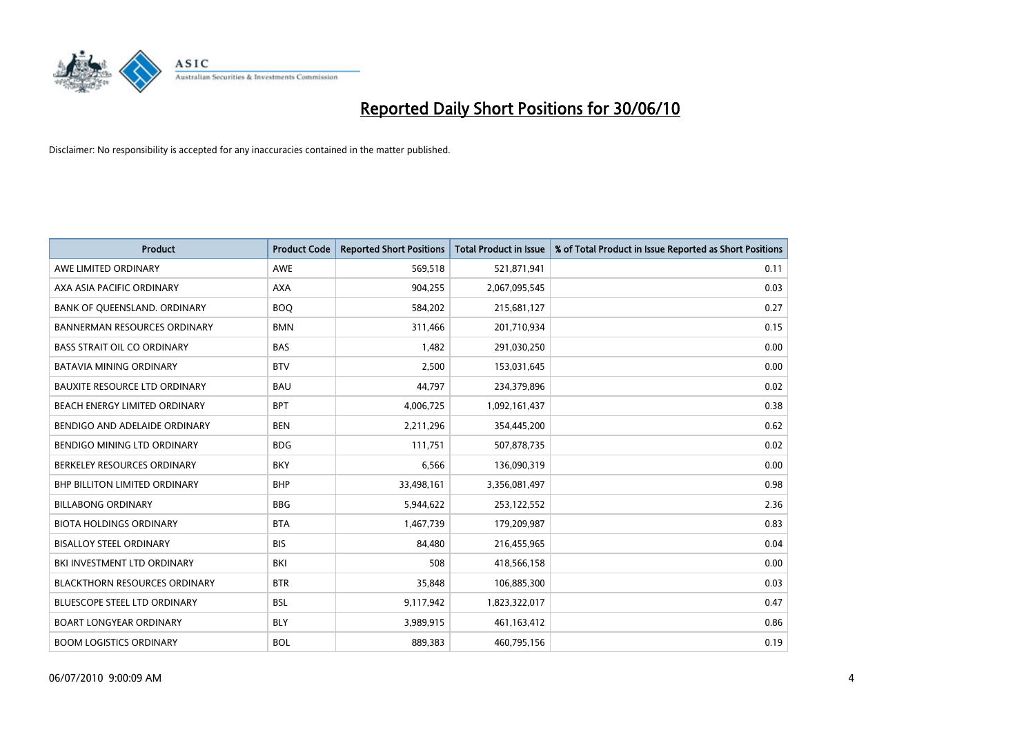# Reported Daily Short Positions for 30/06/10

Disclaimer: No responsibility is accepted for any inaccuracies contained in the matter published.

| Product | Product Code | Reported Short Positions | Total Product in Issue | % of Total Product in Issue Reported as Short Positions |
|---|---|---|---|---|
| AWE LIMITED ORDINARY | AWE | 569,518 | 521,871,941 | 0.11 |
| AXA ASIA PACIFIC ORDINARY | AXA | 904,255 | 2,067,095,545 | 0.03 |
| BANK OF QUEENSLAND. ORDINARY | BOQ | 584,202 | 215,681,127 | 0.27 |
| BANNERMAN RESOURCES ORDINARY | BMN | 311,466 | 201,710,934 | 0.15 |
| BASS STRAIT OIL CO ORDINARY | BAS | 1,482 | 291,030,250 | 0.00 |
| BATAVIA MINING ORDINARY | BTV | 2,500 | 153,031,645 | 0.00 |
| BAUXITE RESOURCE LTD ORDINARY | BAU | 44,797 | 234,379,896 | 0.02 |
| BEACH ENERGY LIMITED ORDINARY | BPT | 4,006,725 | 1,092,161,437 | 0.38 |
| BENDIGO AND ADELAIDE ORDINARY | BEN | 2,211,296 | 354,445,200 | 0.62 |
| BENDIGO MINING LTD ORDINARY | BDG | 111,751 | 507,878,735 | 0.02 |
| BERKELEY RESOURCES ORDINARY | BKY | 6,566 | 136,090,319 | 0.00 |
| BHP BILLITON LIMITED ORDINARY | BHP | 33,498,161 | 3,356,081,497 | 0.98 |
| BILLABONG ORDINARY | BBG | 5,944,622 | 253,122,552 | 2.36 |
| BIOTA HOLDINGS ORDINARY | BTA | 1,467,739 | 179,209,987 | 0.83 |
| BISALLOY STEEL ORDINARY | BIS | 84,480 | 216,455,965 | 0.04 |
| BKI INVESTMENT LTD ORDINARY | BKI | 508 | 418,566,158 | 0.00 |
| BLACKTHORN RESOURCES ORDINARY | BTR | 35,848 | 106,885,300 | 0.03 |
| BLUESCOPE STEEL LTD ORDINARY | BSL | 9,117,942 | 1,823,322,017 | 0.47 |
| BOART LONGYEAR ORDINARY | BLY | 3,989,915 | 461,163,412 | 0.86 |
| BOOM LOGISTICS ORDINARY | BOL | 889,383 | 460,795,156 | 0.19 |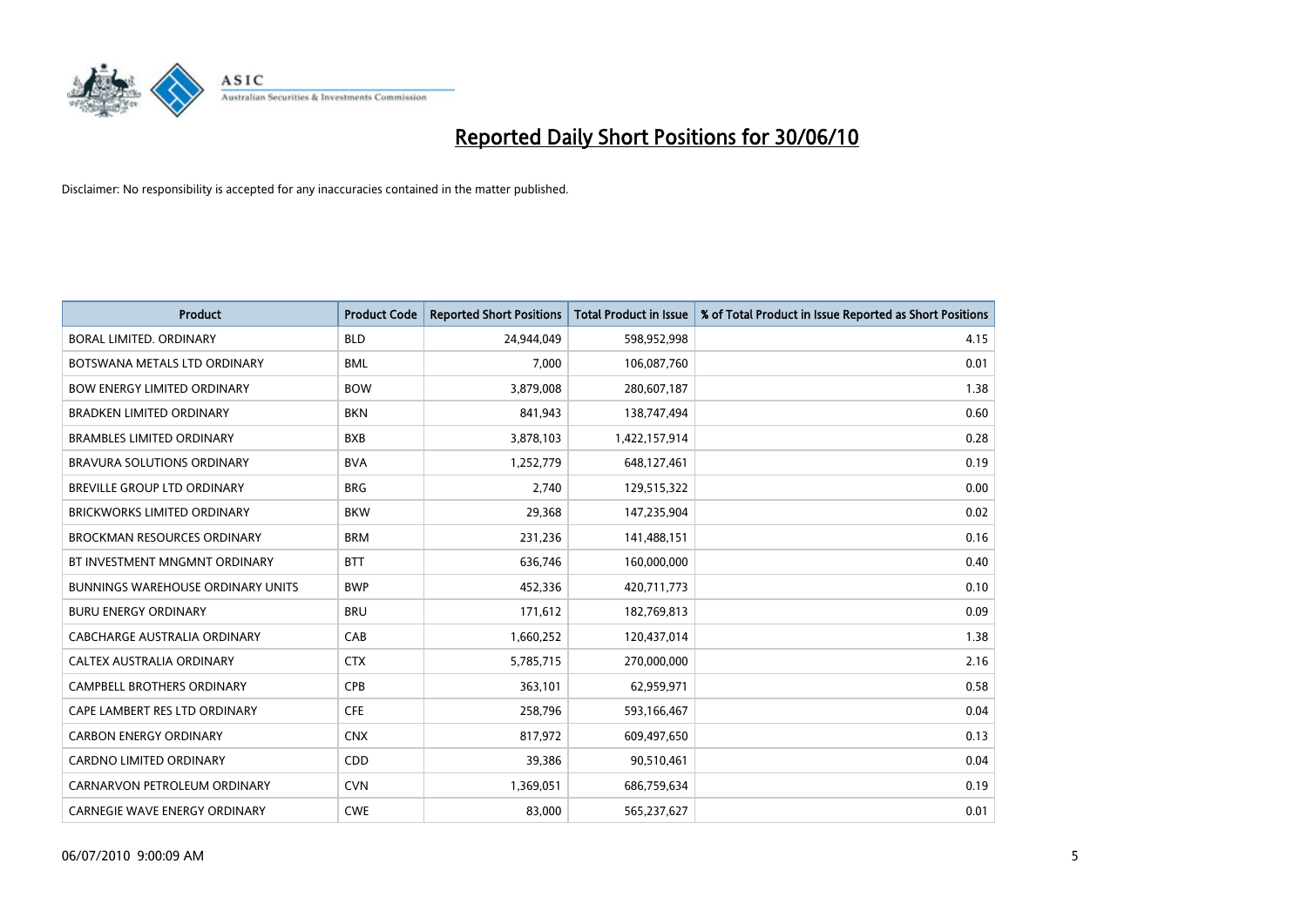# Reported Daily Short Positions for 30/06/10

Disclaimer: No responsibility is accepted for any inaccuracies contained in the matter published.

| Product | Product Code | Reported Short Positions | Total Product in Issue | % of Total Product in Issue Reported as Short Positions |
|---|---|---|---|---|
| BORAL LIMITED. ORDINARY | BLD | 24,944,049 | 598,952,998 | 4.15 |
| BOTSWANA METALS LTD ORDINARY | BML | 7,000 | 106,087,760 | 0.01 |
| BOW ENERGY LIMITED ORDINARY | BOW | 3,879,008 | 280,607,187 | 1.38 |
| BRADKEN LIMITED ORDINARY | BKN | 841,943 | 138,747,494 | 0.60 |
| BRAMBLES LIMITED ORDINARY | BXB | 3,878,103 | 1,422,157,914 | 0.28 |
| BRAVURA SOLUTIONS ORDINARY | BVA | 1,252,779 | 648,127,461 | 0.19 |
| BREVILLE GROUP LTD ORDINARY | BRG | 2,740 | 129,515,322 | 0.00 |
| BRICKWORKS LIMITED ORDINARY | BKW | 29,368 | 147,235,904 | 0.02 |
| BROCKMAN RESOURCES ORDINARY | BRM | 231,236 | 141,488,151 | 0.16 |
| BT INVESTMENT MNGMNT ORDINARY | BTT | 636,746 | 160,000,000 | 0.40 |
| BUNNINGS WAREHOUSE ORDINARY UNITS | BWP | 452,336 | 420,711,773 | 0.10 |
| BURU ENERGY ORDINARY | BRU | 171,612 | 182,769,813 | 0.09 |
| CABCHARGE AUSTRALIA ORDINARY | CAB | 1,660,252 | 120,437,014 | 1.38 |
| CALTEX AUSTRALIA ORDINARY | CTX | 5,785,715 | 270,000,000 | 2.16 |
| CAMPBELL BROTHERS ORDINARY | CPB | 363,101 | 62,959,971 | 0.58 |
| CAPE LAMBERT RES LTD ORDINARY | CFE | 258,796 | 593,166,467 | 0.04 |
| CARBON ENERGY ORDINARY | CNX | 817,972 | 609,497,650 | 0.13 |
| CARDNO LIMITED ORDINARY | CDD | 39,386 | 90,510,461 | 0.04 |
| CARNARVON PETROLEUM ORDINARY | CVN | 1,369,051 | 686,759,634 | 0.19 |
| CARNEGIE WAVE ENERGY ORDINARY | CWE | 83,000 | 565,237,627 | 0.01 |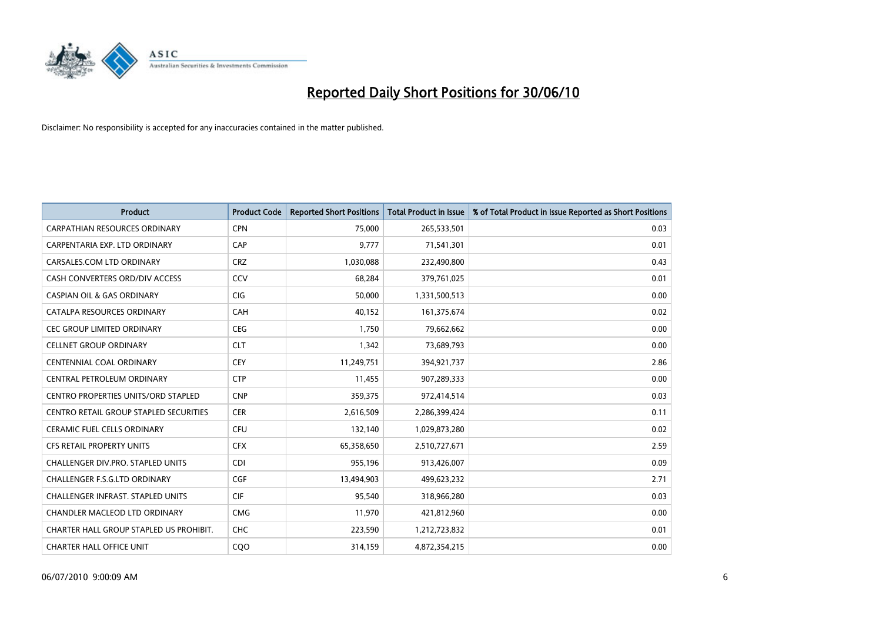# Reported Daily Short Positions for 30/06/10

Disclaimer: No responsibility is accepted for any inaccuracies contained in the matter published.

| Product | Product Code | Reported Short Positions | Total Product in Issue | % of Total Product in Issue Reported as Short Positions |
|---|---|---|---|---|
| CARPATHIAN RESOURCES ORDINARY | CPN | 75,000 | 265,533,501 | 0.03 |
| CARPENTARIA EXP. LTD ORDINARY | CAP | 9,777 | 71,541,301 | 0.01 |
| CARSALES.COM LTD ORDINARY | CRZ | 1,030,088 | 232,490,800 | 0.43 |
| CASH CONVERTERS ORD/DIV ACCESS | CCV | 68,284 | 379,761,025 | 0.01 |
| CASPIAN OIL & GAS ORDINARY | CIG | 50,000 | 1,331,500,513 | 0.00 |
| CATALPA RESOURCES ORDINARY | CAH | 40,152 | 161,375,674 | 0.02 |
| CEC GROUP LIMITED ORDINARY | CEG | 1,750 | 79,662,662 | 0.00 |
| CELLNET GROUP ORDINARY | CLT | 1,342 | 73,689,793 | 0.00 |
| CENTENNIAL COAL ORDINARY | CEY | 11,249,751 | 394,921,737 | 2.86 |
| CENTRAL PETROLEUM ORDINARY | CTP | 11,455 | 907,289,333 | 0.00 |
| CENTRO PROPERTIES UNITS/ORD STAPLED | CNP | 359,375 | 972,414,514 | 0.03 |
| CENTRO RETAIL GROUP STAPLED SECURITIES | CER | 2,616,509 | 2,286,399,424 | 0.11 |
| CERAMIC FUEL CELLS ORDINARY | CFU | 132,140 | 1,029,873,280 | 0.02 |
| CFS RETAIL PROPERTY UNITS | CFX | 65,358,650 | 2,510,727,671 | 2.59 |
| CHALLENGER DIV.PRO. STAPLED UNITS | CDI | 955,196 | 913,426,007 | 0.09 |
| CHALLENGER F.S.G.LTD ORDINARY | CGF | 13,494,903 | 499,623,232 | 2.71 |
| CHALLENGER INFRAST. STAPLED UNITS | CIF | 95,540 | 318,966,280 | 0.03 |
| CHANDLER MACLEOD LTD ORDINARY | CMG | 11,970 | 421,812,960 | 0.00 |
| CHARTER HALL GROUP STAPLED US PROHIBIT. | CHC | 223,590 | 1,212,723,832 | 0.01 |
| CHARTER HALL OFFICE UNIT | CQO | 314,159 | 4,872,354,215 | 0.00 |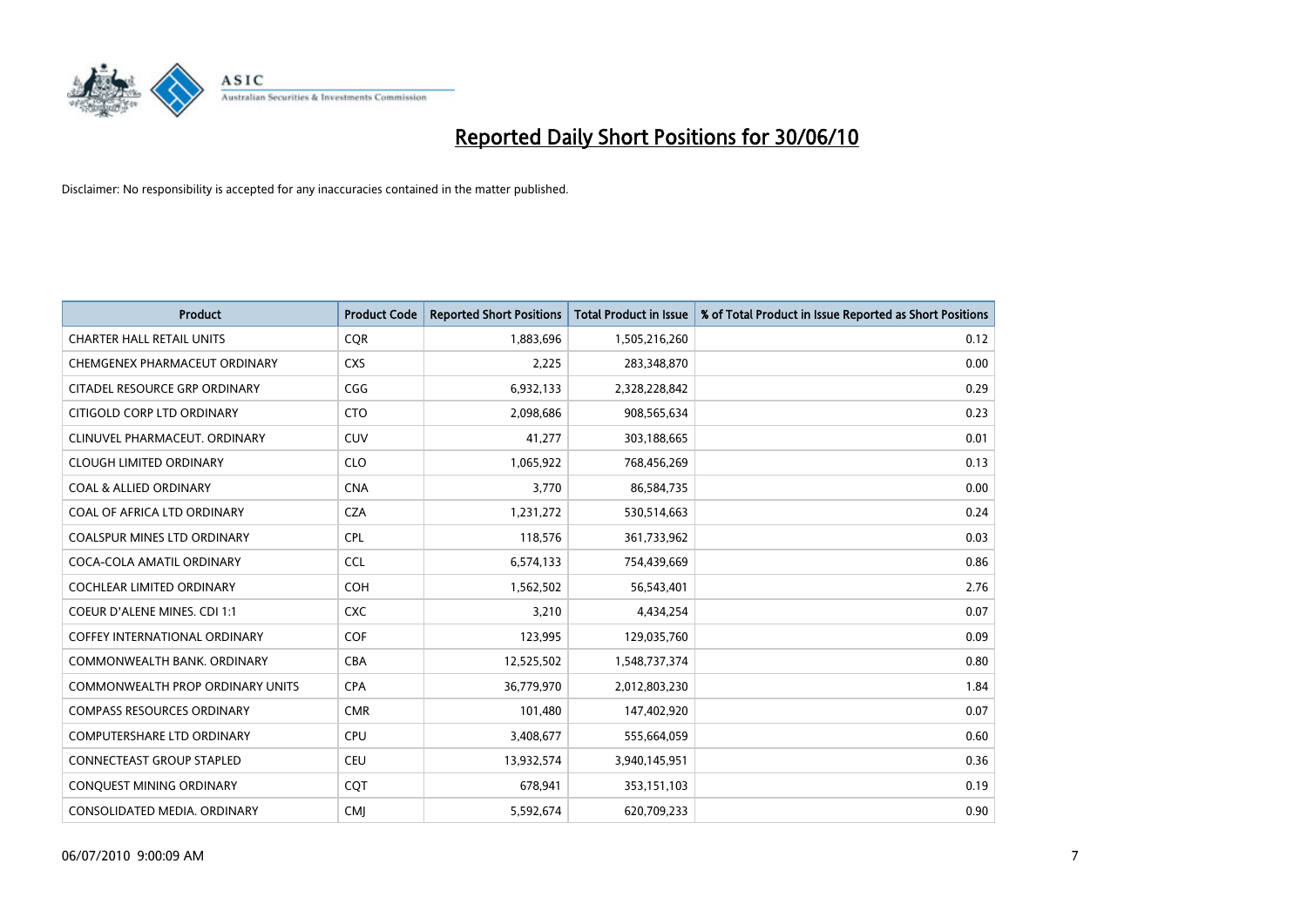# Reported Daily Short Positions for 30/06/10

Disclaimer: No responsibility is accepted for any inaccuracies contained in the matter published.

| Product | Product Code | Reported Short Positions | Total Product in Issue | % of Total Product in Issue Reported as Short Positions |
|---|---|---|---|---|
| CHARTER HALL RETAIL UNITS | CQR | 1,883,696 | 1,505,216,260 | 0.12 |
| CHEMGENEX PHARMACEUT ORDINARY | CXS | 2,225 | 283,348,870 | 0.00 |
| CITADEL RESOURCE GRP ORDINARY | CGG | 6,932,133 | 2,328,228,842 | 0.29 |
| CITIGOLD CORP LTD ORDINARY | CTO | 2,098,686 | 908,565,634 | 0.23 |
| CLINUVEL PHARMACEUT. ORDINARY | CUV | 41,277 | 303,188,665 | 0.01 |
| CLOUGH LIMITED ORDINARY | CLO | 1,065,922 | 768,456,269 | 0.13 |
| COAL & ALLIED ORDINARY | CNA | 3,770 | 86,584,735 | 0.00 |
| COAL OF AFRICA LTD ORDINARY | CZA | 1,231,272 | 530,514,663 | 0.24 |
| COALSPUR MINES LTD ORDINARY | CPL | 118,576 | 361,733,962 | 0.03 |
| COCA-COLA AMATIL ORDINARY | CCL | 6,574,133 | 754,439,669 | 0.86 |
| COCHLEAR LIMITED ORDINARY | COH | 1,562,502 | 56,543,401 | 2.76 |
| COEUR D'ALENE MINES. CDI 1:1 | CXC | 3,210 | 4,434,254 | 0.07 |
| COFFEY INTERNATIONAL ORDINARY | COF | 123,995 | 129,035,760 | 0.09 |
| COMMONWEALTH BANK. ORDINARY | CBA | 12,525,502 | 1,548,737,374 | 0.80 |
| COMMONWEALTH PROP ORDINARY UNITS | CPA | 36,779,970 | 2,012,803,230 | 1.84 |
| COMPASS RESOURCES ORDINARY | CMR | 101,480 | 147,402,920 | 0.07 |
| COMPUTERSHARE LTD ORDINARY | CPU | 3,408,677 | 555,664,059 | 0.60 |
| CONNECTEAST GROUP STAPLED | CEU | 13,932,574 | 3,940,145,951 | 0.36 |
| CONQUEST MINING ORDINARY | CQT | 678,941 | 353,151,103 | 0.19 |
| CONSOLIDATED MEDIA. ORDINARY | CMJ | 5,592,674 | 620,709,233 | 0.90 |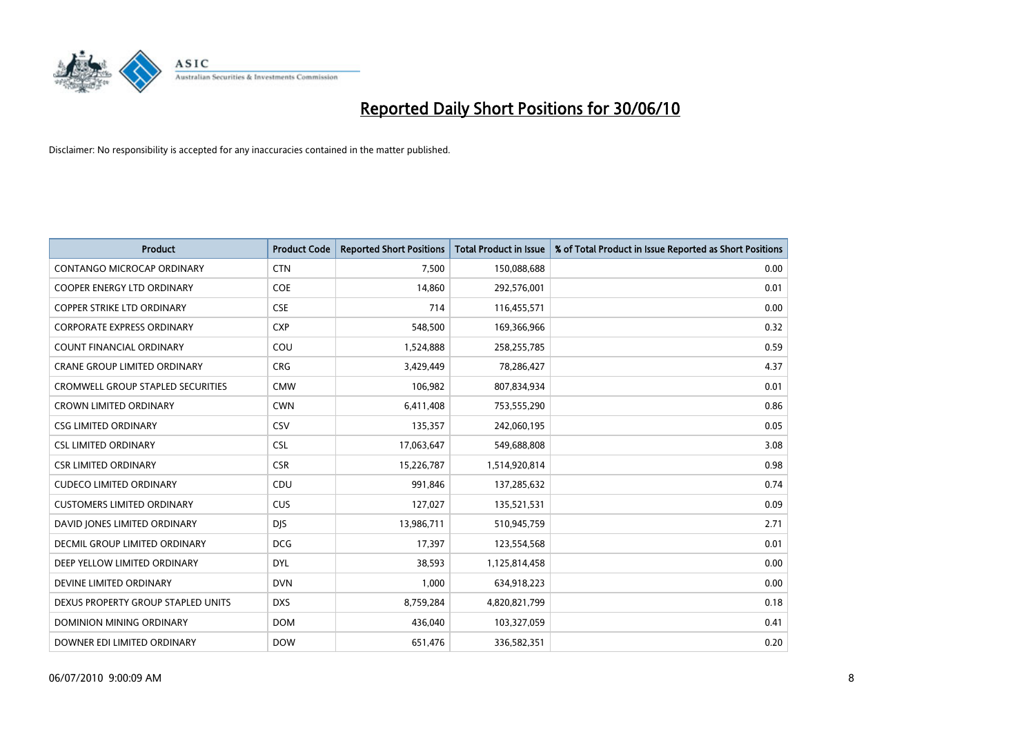# Reported Daily Short Positions for 30/06/10

Disclaimer: No responsibility is accepted for any inaccuracies contained in the matter published.

| Product | Product Code | Reported Short Positions | Total Product in Issue | % of Total Product in Issue Reported as Short Positions |
|---|---|---|---|---|
| CONTANGO MICROCAP ORDINARY | CTN | 7,500 | 150,088,688 | 0.00 |
| COOPER ENERGY LTD ORDINARY | COE | 14,860 | 292,576,001 | 0.01 |
| COPPER STRIKE LTD ORDINARY | CSE | 714 | 116,455,571 | 0.00 |
| CORPORATE EXPRESS ORDINARY | CXP | 548,500 | 169,366,966 | 0.32 |
| COUNT FINANCIAL ORDINARY | COU | 1,524,888 | 258,255,785 | 0.59 |
| CRANE GROUP LIMITED ORDINARY | CRG | 3,429,449 | 78,286,427 | 4.37 |
| CROMWELL GROUP STAPLED SECURITIES | CMW | 106,982 | 807,834,934 | 0.01 |
| CROWN LIMITED ORDINARY | CWN | 6,411,408 | 753,555,290 | 0.86 |
| CSG LIMITED ORDINARY | CSV | 135,357 | 242,060,195 | 0.05 |
| CSL LIMITED ORDINARY | CSL | 17,063,647 | 549,688,808 | 3.08 |
| CSR LIMITED ORDINARY | CSR | 15,226,787 | 1,514,920,814 | 0.98 |
| CUDECO LIMITED ORDINARY | CDU | 991,846 | 137,285,632 | 0.74 |
| CUSTOMERS LIMITED ORDINARY | CUS | 127,027 | 135,521,531 | 0.09 |
| DAVID JONES LIMITED ORDINARY | DJS | 13,986,711 | 510,945,759 | 2.71 |
| DECMIL GROUP LIMITED ORDINARY | DCG | 17,397 | 123,554,568 | 0.01 |
| DEEP YELLOW LIMITED ORDINARY | DYL | 38,593 | 1,125,814,458 | 0.00 |
| DEVINE LIMITED ORDINARY | DVN | 1,000 | 634,918,223 | 0.00 |
| DEXUS PROPERTY GROUP STAPLED UNITS | DXS | 8,759,284 | 4,820,821,799 | 0.18 |
| DOMINION MINING ORDINARY | DOM | 436,040 | 103,327,059 | 0.41 |
| DOWNER EDI LIMITED ORDINARY | DOW | 651,476 | 336,582,351 | 0.20 |

06/07/2010 9:00:09 AM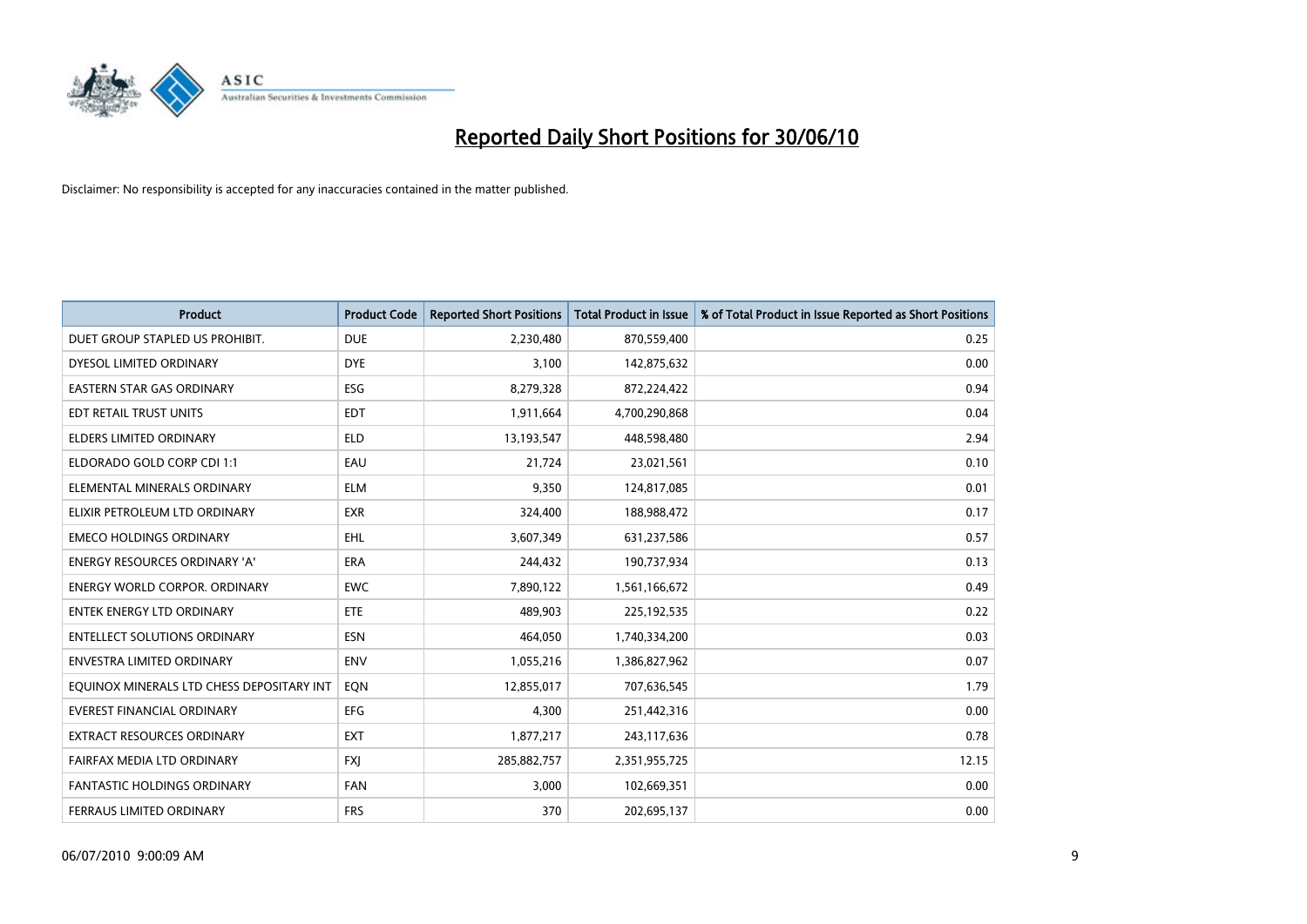# Reported Daily Short Positions for 30/06/10

Disclaimer: No responsibility is accepted for any inaccuracies contained in the matter published.

| Product | Product Code | Reported Short Positions | Total Product in Issue | % of Total Product in Issue Reported as Short Positions |
|---|---|---|---|---|
| DUET GROUP STAPLED US PROHIBIT. | DUE | 2,230,480 | 870,559,400 | 0.25 |
| DYESOL LIMITED ORDINARY | DYE | 3,100 | 142,875,632 | 0.00 |
| EASTERN STAR GAS ORDINARY | ESG | 8,279,328 | 872,224,422 | 0.94 |
| EDT RETAIL TRUST UNITS | EDT | 1,911,664 | 4,700,290,868 | 0.04 |
| ELDERS LIMITED ORDINARY | ELD | 13,193,547 | 448,598,480 | 2.94 |
| ELDORADO GOLD CORP CDI 1:1 | EAU | 21,724 | 23,021,561 | 0.10 |
| ELEMENTAL MINERALS ORDINARY | ELM | 9,350 | 124,817,085 | 0.01 |
| ELIXIR PETROLEUM LTD ORDINARY | EXR | 324,400 | 188,988,472 | 0.17 |
| EMECO HOLDINGS ORDINARY | EHL | 3,607,349 | 631,237,586 | 0.57 |
| ENERGY RESOURCES ORDINARY 'A' | ERA | 244,432 | 190,737,934 | 0.13 |
| ENERGY WORLD CORPOR. ORDINARY | EWC | 7,890,122 | 1,561,166,672 | 0.49 |
| ENTEK ENERGY LTD ORDINARY | ETE | 489,903 | 225,192,535 | 0.22 |
| ENTELLECT SOLUTIONS ORDINARY | ESN | 464,050 | 1,740,334,200 | 0.03 |
| ENVESTRA LIMITED ORDINARY | ENV | 1,055,216 | 1,386,827,962 | 0.07 |
| EQUINOX MINERALS LTD CHESS DEPOSITARY INT | EQN | 12,855,017 | 707,636,545 | 1.79 |
| EVEREST FINANCIAL ORDINARY | EFG | 4,300 | 251,442,316 | 0.00 |
| EXTRACT RESOURCES ORDINARY | EXT | 1,877,217 | 243,117,636 | 0.78 |
| FAIRFAX MEDIA LTD ORDINARY | FXJ | 285,882,757 | 2,351,955,725 | 12.15 |
| FANTASTIC HOLDINGS ORDINARY | FAN | 3,000 | 102,669,351 | 0.00 |
| FERRAUS LIMITED ORDINARY | FRS | 370 | 202,695,137 | 0.00 |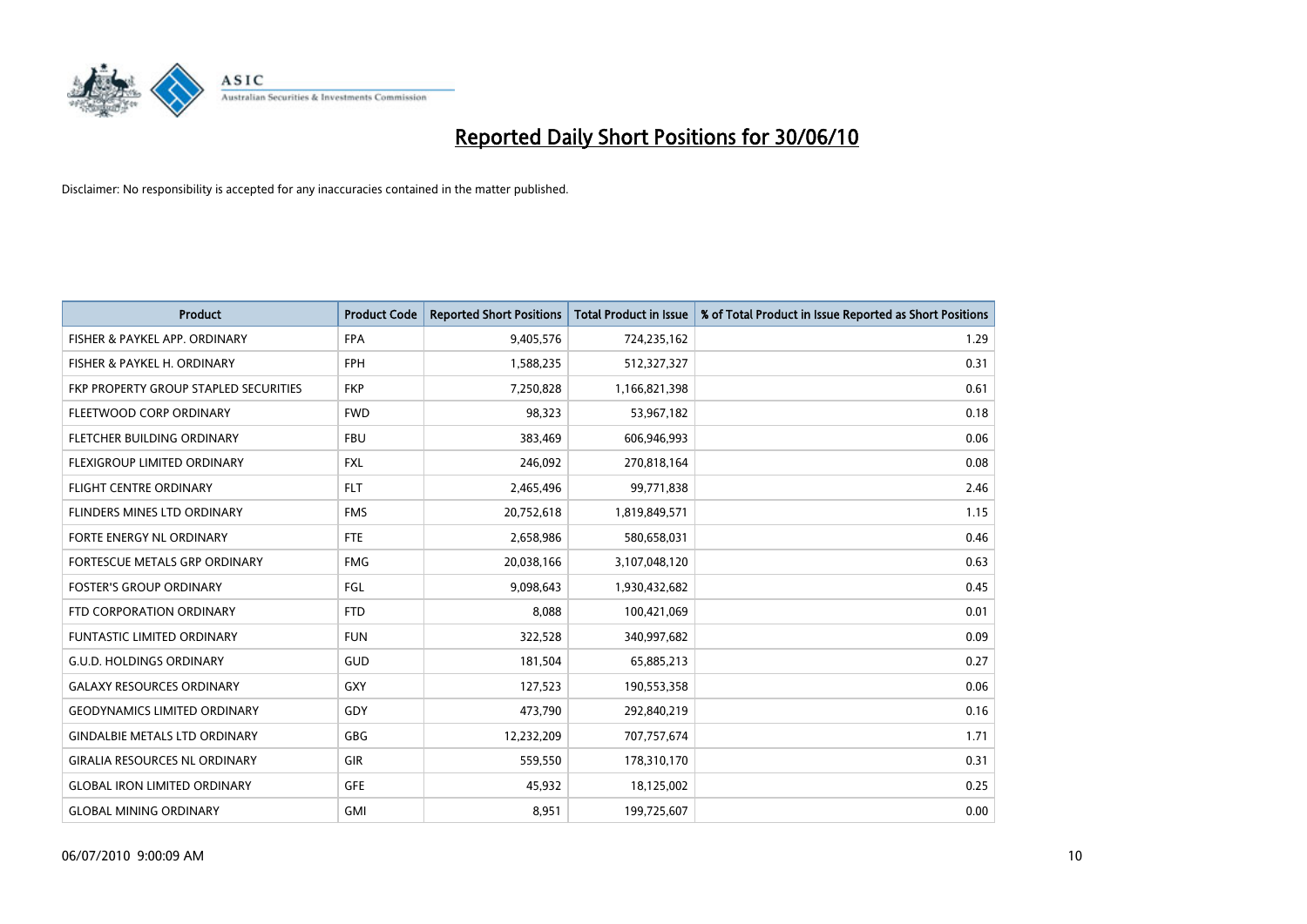# Reported Daily Short Positions for 30/06/10

Disclaimer: No responsibility is accepted for any inaccuracies contained in the matter published.

| Product | Product Code | Reported Short Positions | Total Product in Issue | % of Total Product in Issue Reported as Short Positions |
|---|---|---|---|---|
| FISHER & PAYKEL APP. ORDINARY | FPA | 9,405,576 | 724,235,162 | 1.29 |
| FISHER & PAYKEL H. ORDINARY | FPH | 1,588,235 | 512,327,327 | 0.31 |
| FKP PROPERTY GROUP STAPLED SECURITIES | FKP | 7,250,828 | 1,166,821,398 | 0.61 |
| FLEETWOOD CORP ORDINARY | FWD | 98,323 | 53,967,182 | 0.18 |
| FLETCHER BUILDING ORDINARY | FBU | 383,469 | 606,946,993 | 0.06 |
| FLEXIGROUP LIMITED ORDINARY | FXL | 246,092 | 270,818,164 | 0.08 |
| FLIGHT CENTRE ORDINARY | FLT | 2,465,496 | 99,771,838 | 2.46 |
| FLINDERS MINES LTD ORDINARY | FMS | 20,752,618 | 1,819,849,571 | 1.15 |
| FORTE ENERGY NL ORDINARY | FTE | 2,658,986 | 580,658,031 | 0.46 |
| FORTESCUE METALS GRP ORDINARY | FMG | 20,038,166 | 3,107,048,120 | 0.63 |
| FOSTER'S GROUP ORDINARY | FGL | 9,098,643 | 1,930,432,682 | 0.45 |
| FTD CORPORATION ORDINARY | FTD | 8,088 | 100,421,069 | 0.01 |
| FUNTASTIC LIMITED ORDINARY | FUN | 322,528 | 340,997,682 | 0.09 |
| G.U.D. HOLDINGS ORDINARY | GUD | 181,504 | 65,885,213 | 0.27 |
| GALAXY RESOURCES ORDINARY | GXY | 127,523 | 190,553,358 | 0.06 |
| GEODYNAMICS LIMITED ORDINARY | GDY | 473,790 | 292,840,219 | 0.16 |
| GINDALBIE METALS LTD ORDINARY | GBG | 12,232,209 | 707,757,674 | 1.71 |
| GIRALIA RESOURCES NL ORDINARY | GIR | 559,550 | 178,310,170 | 0.31 |
| GLOBAL IRON LIMITED ORDINARY | GFE | 45,932 | 18,125,002 | 0.25 |
| GLOBAL MINING ORDINARY | GMI | 8,951 | 199,725,607 | 0.00 |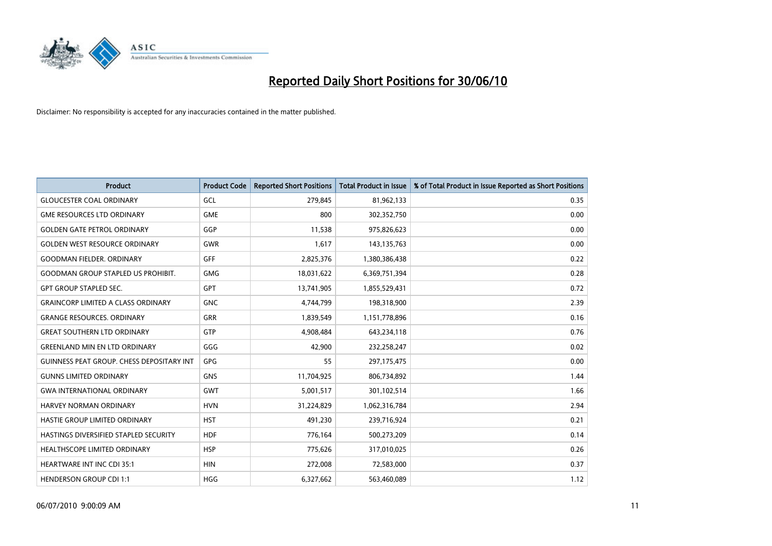# Reported Daily Short Positions for 30/06/10

Disclaimer: No responsibility is accepted for any inaccuracies contained in the matter published.

| Product | Product Code | Reported Short Positions | Total Product in Issue | % of Total Product in Issue Reported as Short Positions |
|---|---|---|---|---|
| GLOUCESTER COAL ORDINARY | GCL | 279,845 | 81,962,133 | 0.35 |
| GME RESOURCES LTD ORDINARY | GME | 800 | 302,352,750 | 0.00 |
| GOLDEN GATE PETROL ORDINARY | GGP | 11,538 | 975,826,623 | 0.00 |
| GOLDEN WEST RESOURCE ORDINARY | GWR | 1,617 | 143,135,763 | 0.00 |
| GOODMAN FIELDER. ORDINARY | GFF | 2,825,376 | 1,380,386,438 | 0.22 |
| GOODMAN GROUP STAPLED US PROHIBIT. | GMG | 18,031,622 | 6,369,751,394 | 0.28 |
| GPT GROUP STAPLED SEC. | GPT | 13,741,905 | 1,855,529,431 | 0.72 |
| GRAINCORP LIMITED A CLASS ORDINARY | GNC | 4,744,799 | 198,318,900 | 2.39 |
| GRANGE RESOURCES. ORDINARY | GRR | 1,839,549 | 1,151,778,896 | 0.16 |
| GREAT SOUTHERN LTD ORDINARY | GTP | 4,908,484 | 643,234,118 | 0.76 |
| GREENLAND MIN EN LTD ORDINARY | GGG | 42,900 | 232,258,247 | 0.02 |
| GUINNESS PEAT GROUP. CHESS DEPOSITARY INT | GPG | 55 | 297,175,475 | 0.00 |
| GUNNS LIMITED ORDINARY | GNS | 11,704,925 | 806,734,892 | 1.44 |
| GWA INTERNATIONAL ORDINARY | GWT | 5,001,517 | 301,102,514 | 1.66 |
| HARVEY NORMAN ORDINARY | HVN | 31,224,829 | 1,062,316,784 | 2.94 |
| HASTIE GROUP LIMITED ORDINARY | HST | 491,230 | 239,716,924 | 0.21 |
| HASTINGS DIVERSIFIED STAPLED SECURITY | HDF | 776,164 | 500,273,209 | 0.14 |
| HEALTHSCOPE LIMITED ORDINARY | HSP | 775,626 | 317,010,025 | 0.26 |
| HEARTWARE INT INC CDI 35:1 | HIN | 272,008 | 72,583,000 | 0.37 |
| HENDERSON GROUP CDI 1:1 | HGG | 6,327,662 | 563,460,089 | 1.12 |

06/07/2010 9:00:09 AM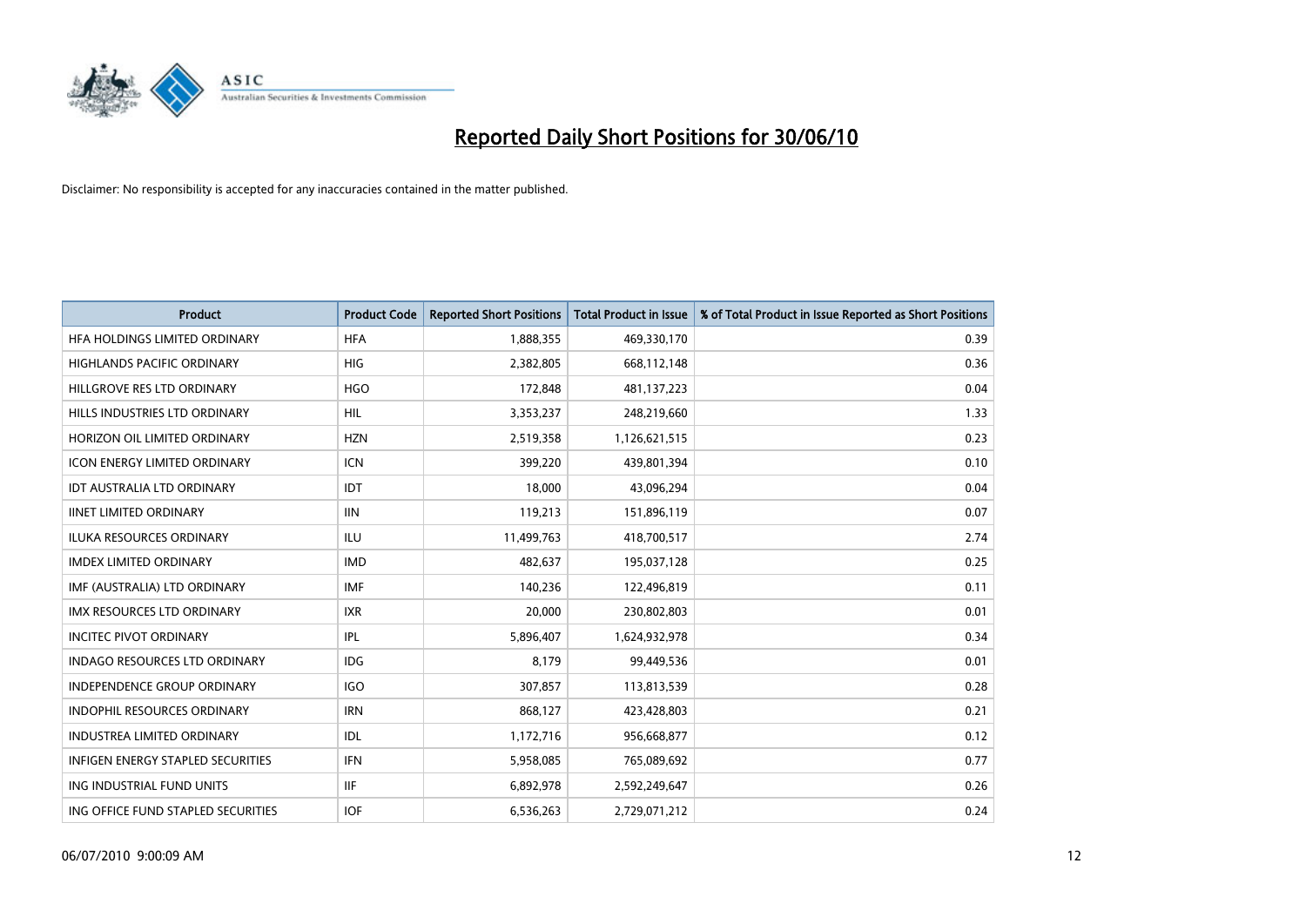# Reported Daily Short Positions for 30/06/10

Disclaimer: No responsibility is accepted for any inaccuracies contained in the matter published.

| Product | Product Code | Reported Short Positions | Total Product in Issue | % of Total Product in Issue Reported as Short Positions |
|---|---|---|---|---|
| HFA HOLDINGS LIMITED ORDINARY | HFA | 1,888,355 | 469,330,170 | 0.39 |
| HIGHLANDS PACIFIC ORDINARY | HIG | 2,382,805 | 668,112,148 | 0.36 |
| HILLGROVE RES LTD ORDINARY | HGO | 172,848 | 481,137,223 | 0.04 |
| HILLS INDUSTRIES LTD ORDINARY | HIL | 3,353,237 | 248,219,660 | 1.33 |
| HORIZON OIL LIMITED ORDINARY | HZN | 2,519,358 | 1,126,621,515 | 0.23 |
| ICON ENERGY LIMITED ORDINARY | ICN | 399,220 | 439,801,394 | 0.10 |
| IDT AUSTRALIA LTD ORDINARY | IDT | 18,000 | 43,096,294 | 0.04 |
| IINET LIMITED ORDINARY | IIN | 119,213 | 151,896,119 | 0.07 |
| ILUKA RESOURCES ORDINARY | ILU | 11,499,763 | 418,700,517 | 2.74 |
| IMDEX LIMITED ORDINARY | IMD | 482,637 | 195,037,128 | 0.25 |
| IMF (AUSTRALIA) LTD ORDINARY | IMF | 140,236 | 122,496,819 | 0.11 |
| IMX RESOURCES LTD ORDINARY | IXR | 20,000 | 230,802,803 | 0.01 |
| INCITEC PIVOT ORDINARY | IPL | 5,896,407 | 1,624,932,978 | 0.34 |
| INDAGO RESOURCES LTD ORDINARY | IDG | 8,179 | 99,449,536 | 0.01 |
| INDEPENDENCE GROUP ORDINARY | IGO | 307,857 | 113,813,539 | 0.28 |
| INDOPHIL RESOURCES ORDINARY | IRN | 868,127 | 423,428,803 | 0.21 |
| INDUSTREA LIMITED ORDINARY | IDL | 1,172,716 | 956,668,877 | 0.12 |
| INFIGEN ENERGY STAPLED SECURITIES | IFN | 5,958,085 | 765,089,692 | 0.77 |
| ING INDUSTRIAL FUND UNITS | IIF | 6,892,978 | 2,592,249,647 | 0.26 |
| ING OFFICE FUND STAPLED SECURITIES | IOF | 6,536,263 | 2,729,071,212 | 0.24 |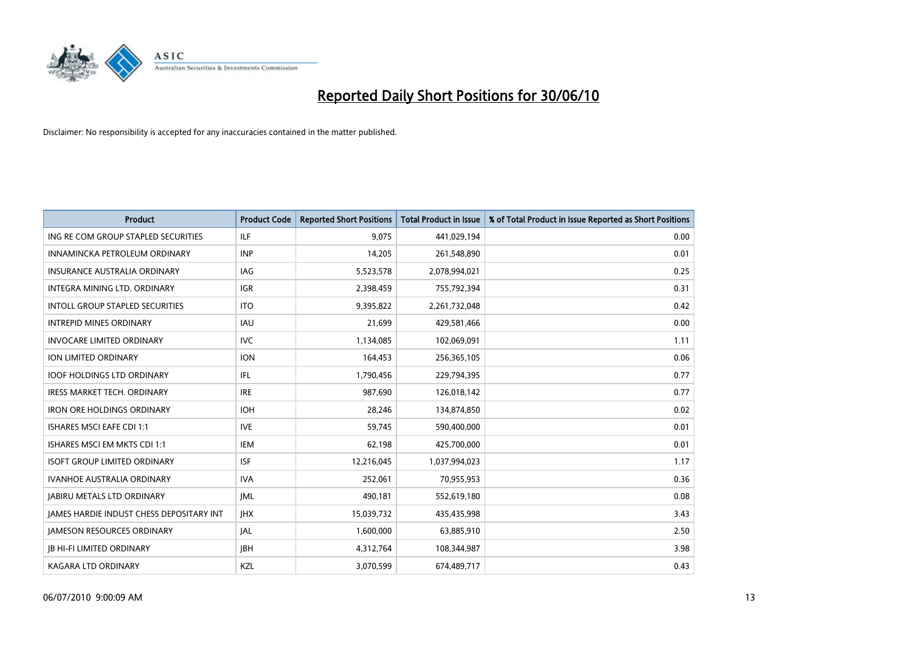# Reported Daily Short Positions for 30/06/10

Disclaimer: No responsibility is accepted for any inaccuracies contained in the matter published.

| Product | Product Code | Reported Short Positions | Total Product in Issue | % of Total Product in Issue Reported as Short Positions |
|---|---|---|---|---|
| ING RE COM GROUP STAPLED SECURITIES | ILF | 9,075 | 441,029,194 | 0.00 |
| INNAMINCKA PETROLEUM ORDINARY | INP | 14,205 | 261,548,890 | 0.01 |
| INSURANCE AUSTRALIA ORDINARY | IAG | 5,523,578 | 2,078,994,021 | 0.25 |
| INTEGRA MINING LTD. ORDINARY | IGR | 2,398,459 | 755,792,394 | 0.31 |
| INTOLL GROUP STAPLED SECURITIES | ITO | 9,395,822 | 2,261,732,048 | 0.42 |
| INTREPID MINES ORDINARY | IAU | 21,699 | 429,581,466 | 0.00 |
| INVOCARE LIMITED ORDINARY | IVC | 1,134,085 | 102,069,091 | 1.11 |
| ION LIMITED ORDINARY | ION | 164,453 | 256,365,105 | 0.06 |
| IOOF HOLDINGS LTD ORDINARY | IFL | 1,790,456 | 229,794,395 | 0.77 |
| IRESS MARKET TECH. ORDINARY | IRE | 987,690 | 126,018,142 | 0.77 |
| IRON ORE HOLDINGS ORDINARY | IOH | 28,246 | 134,874,850 | 0.02 |
| ISHARES MSCI EAFE CDI 1:1 | IVE | 59,745 | 590,400,000 | 0.01 |
| ISHARES MSCI EM MKTS CDI 1:1 | IEM | 62,198 | 425,700,000 | 0.01 |
| ISOFT GROUP LIMITED ORDINARY | ISF | 12,216,045 | 1,037,994,023 | 1.17 |
| IVANHOE AUSTRALIA ORDINARY | IVA | 252,061 | 70,955,953 | 0.36 |
| JABIRU METALS LTD ORDINARY | JML | 490,181 | 552,619,180 | 0.08 |
| JAMES HARDIE INDUST CHESS DEPOSITARY INT | JHX | 15,039,732 | 435,435,998 | 3.43 |
| JAMESON RESOURCES ORDINARY | JAL | 1,600,000 | 63,885,910 | 2.50 |
| JB HI-FI LIMITED ORDINARY | JBH | 4,312,764 | 108,344,987 | 3.98 |
| KAGARA LTD ORDINARY | KZL | 3,070,599 | 674,489,717 | 0.43 |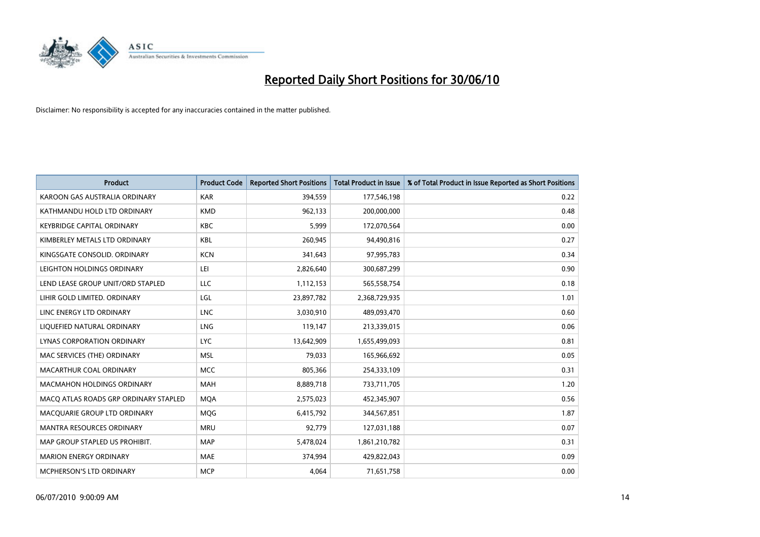# Reported Daily Short Positions for 30/06/10

Disclaimer: No responsibility is accepted for any inaccuracies contained in the matter published.

| Product | Product Code | Reported Short Positions | Total Product in Issue | % of Total Product in Issue Reported as Short Positions |
|---|---|---|---|---|
| KAROON GAS AUSTRALIA ORDINARY | KAR | 394,559 | 177,546,198 | 0.22 |
| KATHMANDU HOLD LTD ORDINARY | KMD | 962,133 | 200,000,000 | 0.48 |
| KEYBRIDGE CAPITAL ORDINARY | KBC | 5,999 | 172,070,564 | 0.00 |
| KIMBERLEY METALS LTD ORDINARY | KBL | 260,945 | 94,490,816 | 0.27 |
| KINGSGATE CONSOLID. ORDINARY | KCN | 341,643 | 97,995,783 | 0.34 |
| LEIGHTON HOLDINGS ORDINARY | LEI | 2,826,640 | 300,687,299 | 0.90 |
| LEND LEASE GROUP UNIT/ORD STAPLED | LLC | 1,112,153 | 565,558,754 | 0.18 |
| LIHIR GOLD LIMITED. ORDINARY | LGL | 23,897,782 | 2,368,729,935 | 1.01 |
| LINC ENERGY LTD ORDINARY | LNC | 3,030,910 | 489,093,470 | 0.60 |
| LIQUEFIED NATURAL ORDINARY | LNG | 119,147 | 213,339,015 | 0.06 |
| LYNAS CORPORATION ORDINARY | LYC | 13,642,909 | 1,655,499,093 | 0.81 |
| MAC SERVICES (THE) ORDINARY | MSL | 79,033 | 165,966,692 | 0.05 |
| MACARTHUR COAL ORDINARY | MCC | 805,366 | 254,333,109 | 0.31 |
| MACMAHON HOLDINGS ORDINARY | MAH | 8,889,718 | 733,711,705 | 1.20 |
| MACQ ATLAS ROADS GRP ORDINARY STAPLED | MQA | 2,575,023 | 452,345,907 | 0.56 |
| MACQUARIE GROUP LTD ORDINARY | MQG | 6,415,792 | 344,567,851 | 1.87 |
| MANTRA RESOURCES ORDINARY | MRU | 92,779 | 127,031,188 | 0.07 |
| MAP GROUP STAPLED US PROHIBIT. | MAP | 5,478,024 | 1,861,210,782 | 0.31 |
| MARION ENERGY ORDINARY | MAE | 374,994 | 429,822,043 | 0.09 |
| MCPHERSON'S LTD ORDINARY | MCP | 4,064 | 71,651,758 | 0.00 |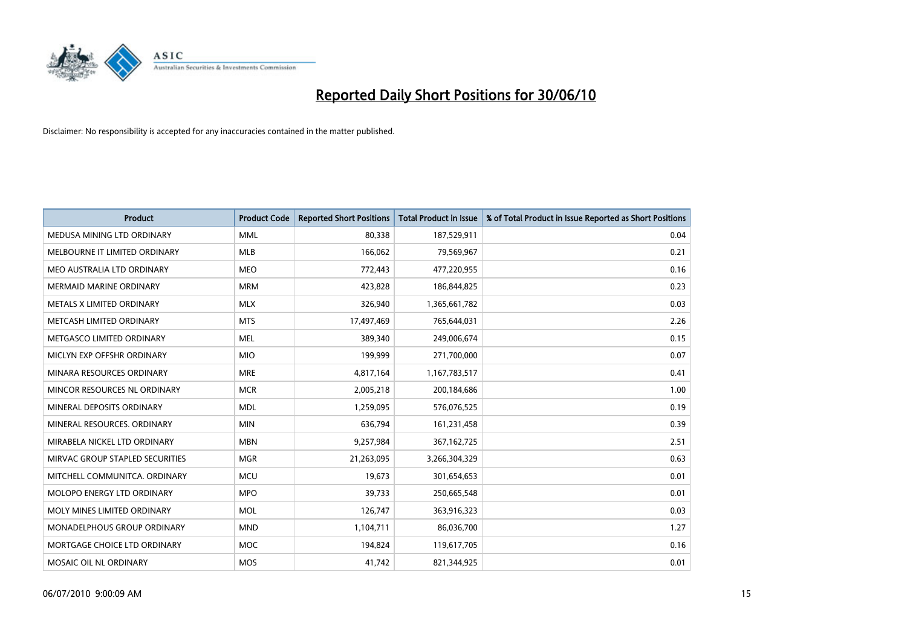# Reported Daily Short Positions for 30/06/10

Disclaimer: No responsibility is accepted for any inaccuracies contained in the matter published.

| Product | Product Code | Reported Short Positions | Total Product in Issue | % of Total Product in Issue Reported as Short Positions |
|---|---|---|---|---|
| MEDUSA MINING LTD ORDINARY | MML | 80,338 | 187,529,911 | 0.04 |
| MELBOURNE IT LIMITED ORDINARY | MLB | 166,062 | 79,569,967 | 0.21 |
| MEO AUSTRALIA LTD ORDINARY | MEO | 772,443 | 477,220,955 | 0.16 |
| MERMAID MARINE ORDINARY | MRM | 423,828 | 186,844,825 | 0.23 |
| METALS X LIMITED ORDINARY | MLX | 326,940 | 1,365,661,782 | 0.03 |
| METCASH LIMITED ORDINARY | MTS | 17,497,469 | 765,644,031 | 2.26 |
| METGASCO LIMITED ORDINARY | MEL | 389,340 | 249,006,674 | 0.15 |
| MICLYN EXP OFFSHR ORDINARY | MIO | 199,999 | 271,700,000 | 0.07 |
| MINARA RESOURCES ORDINARY | MRE | 4,817,164 | 1,167,783,517 | 0.41 |
| MINCOR RESOURCES NL ORDINARY | MCR | 2,005,218 | 200,184,686 | 1.00 |
| MINERAL DEPOSITS ORDINARY | MDL | 1,259,095 | 576,076,525 | 0.19 |
| MINERAL RESOURCES. ORDINARY | MIN | 636,794 | 161,231,458 | 0.39 |
| MIRABELA NICKEL LTD ORDINARY | MBN | 9,257,984 | 367,162,725 | 2.51 |
| MIRVAC GROUP STAPLED SECURITIES | MGR | 21,263,095 | 3,266,304,329 | 0.63 |
| MITCHELL COMMUNITCA. ORDINARY | MCU | 19,673 | 301,654,653 | 0.01 |
| MOLOPO ENERGY LTD ORDINARY | MPO | 39,733 | 250,665,548 | 0.01 |
| MOLY MINES LIMITED ORDINARY | MOL | 126,747 | 363,916,323 | 0.03 |
| MONADELPHOUS GROUP ORDINARY | MND | 1,104,711 | 86,036,700 | 1.27 |
| MORTGAGE CHOICE LTD ORDINARY | MOC | 194,824 | 119,617,705 | 0.16 |
| MOSAIC OIL NL ORDINARY | MOS | 41,742 | 821,344,925 | 0.01 |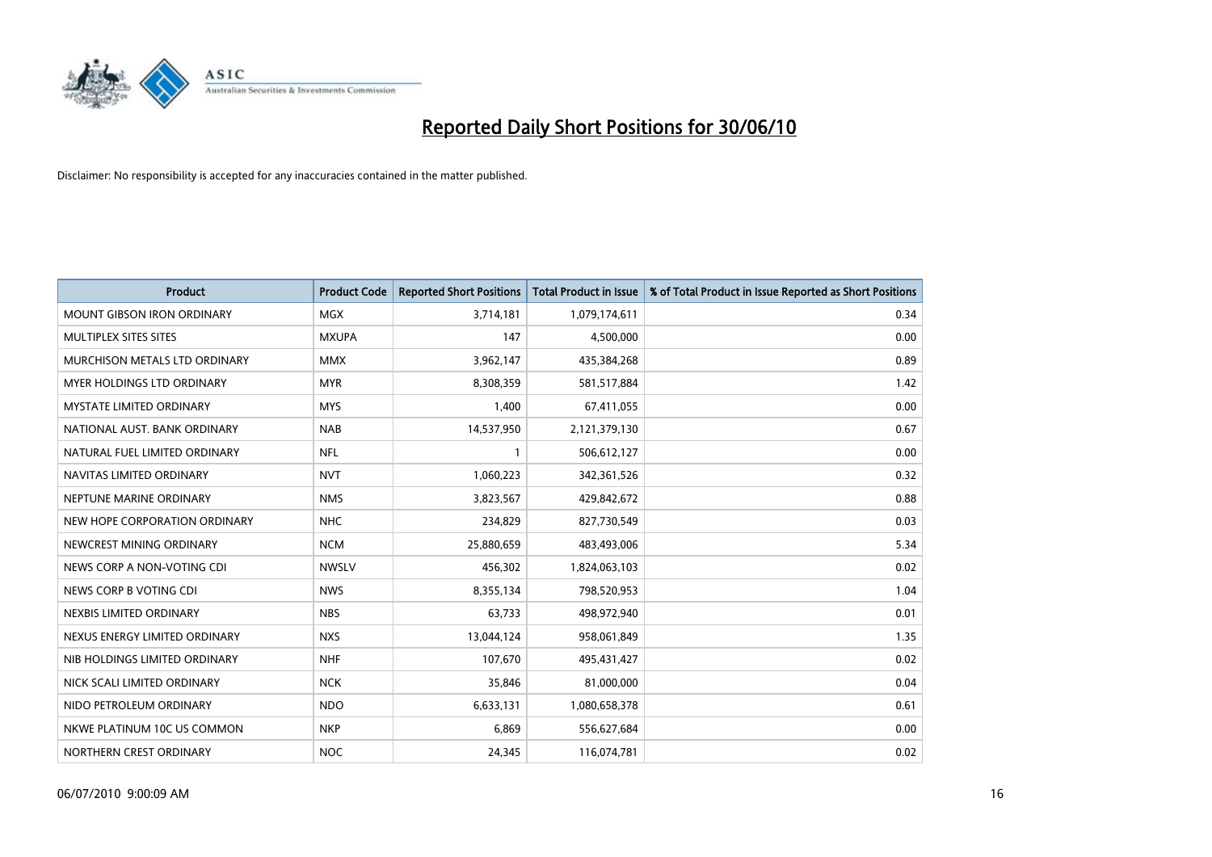# Reported Daily Short Positions for 30/06/10

Disclaimer: No responsibility is accepted for any inaccuracies contained in the matter published.

| Product | Product Code | Reported Short Positions | Total Product in Issue | % of Total Product in Issue Reported as Short Positions |
|---|---|---|---|---|
| MOUNT GIBSON IRON ORDINARY | MGX | 3,714,181 | 1,079,174,611 | 0.34 |
| MULTIPLEX SITES SITES | MXUPA | 147 | 4,500,000 | 0.00 |
| MURCHISON METALS LTD ORDINARY | MMX | 3,962,147 | 435,384,268 | 0.89 |
| MYER HOLDINGS LTD ORDINARY | MYR | 8,308,359 | 581,517,884 | 1.42 |
| MYSTATE LIMITED ORDINARY | MYS | 1,400 | 67,411,055 | 0.00 |
| NATIONAL AUST. BANK ORDINARY | NAB | 14,537,950 | 2,121,379,130 | 0.67 |
| NATURAL FUEL LIMITED ORDINARY | NFL | 1 | 506,612,127 | 0.00 |
| NAVITAS LIMITED ORDINARY | NVT | 1,060,223 | 342,361,526 | 0.32 |
| NEPTUNE MARINE ORDINARY | NMS | 3,823,567 | 429,842,672 | 0.88 |
| NEW HOPE CORPORATION ORDINARY | NHC | 234,829 | 827,730,549 | 0.03 |
| NEWCREST MINING ORDINARY | NCM | 25,880,659 | 483,493,006 | 5.34 |
| NEWS CORP A NON-VOTING CDI | NWSLV | 456,302 | 1,824,063,103 | 0.02 |
| NEWS CORP B VOTING CDI | NWS | 8,355,134 | 798,520,953 | 1.04 |
| NEXBIS LIMITED ORDINARY | NBS | 63,733 | 498,972,940 | 0.01 |
| NEXUS ENERGY LIMITED ORDINARY | NXS | 13,044,124 | 958,061,849 | 1.35 |
| NIB HOLDINGS LIMITED ORDINARY | NHF | 107,670 | 495,431,427 | 0.02 |
| NICK SCALI LIMITED ORDINARY | NCK | 35,846 | 81,000,000 | 0.04 |
| NIDO PETROLEUM ORDINARY | NDO | 6,633,131 | 1,080,658,378 | 0.61 |
| NKWE PLATINUM 10C US COMMON | NKP | 6,869 | 556,627,684 | 0.00 |
| NORTHERN CREST ORDINARY | NOC | 24,345 | 116,074,781 | 0.02 |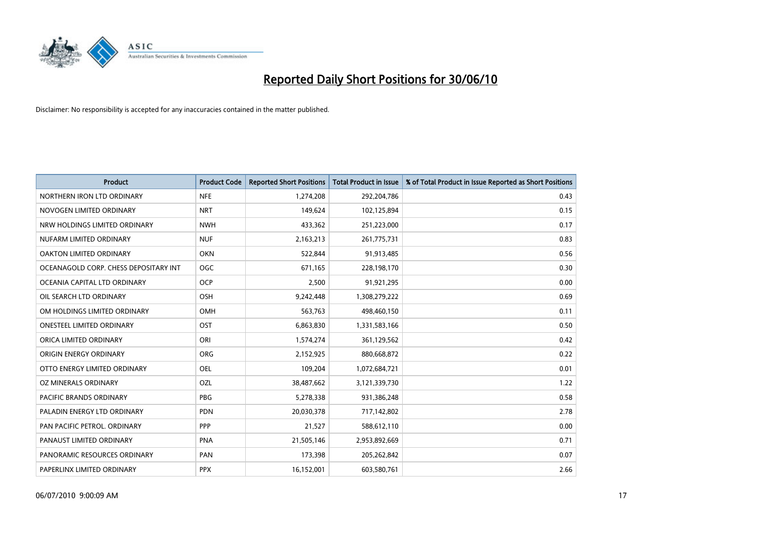# Reported Daily Short Positions for 30/06/10

Disclaimer: No responsibility is accepted for any inaccuracies contained in the matter published.

| Product | Product Code | Reported Short Positions | Total Product in Issue | % of Total Product in Issue Reported as Short Positions |
|---|---|---|---|---|
| NORTHERN IRON LTD ORDINARY | NFE | 1,274,208 | 292,204,786 | 0.43 |
| NOVOGEN LIMITED ORDINARY | NRT | 149,624 | 102,125,894 | 0.15 |
| NRW HOLDINGS LIMITED ORDINARY | NWH | 433,362 | 251,223,000 | 0.17 |
| NUFARM LIMITED ORDINARY | NUF | 2,163,213 | 261,775,731 | 0.83 |
| OAKTON LIMITED ORDINARY | OKN | 522,844 | 91,913,485 | 0.56 |
| OCEANAGOLD CORP. CHESS DEPOSITARY INT | OGC | 671,165 | 228,198,170 | 0.30 |
| OCEANIA CAPITAL LTD ORDINARY | OCP | 2,500 | 91,921,295 | 0.00 |
| OIL SEARCH LTD ORDINARY | OSH | 9,242,448 | 1,308,279,222 | 0.69 |
| OM HOLDINGS LIMITED ORDINARY | OMH | 563,763 | 498,460,150 | 0.11 |
| ONESTEEL LIMITED ORDINARY | OST | 6,863,830 | 1,331,583,166 | 0.50 |
| ORICA LIMITED ORDINARY | ORI | 1,574,274 | 361,129,562 | 0.42 |
| ORIGIN ENERGY ORDINARY | ORG | 2,152,925 | 880,668,872 | 0.22 |
| OTTO ENERGY LIMITED ORDINARY | OEL | 109,204 | 1,072,684,721 | 0.01 |
| OZ MINERALS ORDINARY | OZL | 38,487,662 | 3,121,339,730 | 1.22 |
| PACIFIC BRANDS ORDINARY | PBG | 5,278,338 | 931,386,248 | 0.58 |
| PALADIN ENERGY LTD ORDINARY | PDN | 20,030,378 | 717,142,802 | 2.78 |
| PAN PACIFIC PETROL. ORDINARY | PPP | 21,527 | 588,612,110 | 0.00 |
| PANAUST LIMITED ORDINARY | PNA | 21,505,146 | 2,953,892,669 | 0.71 |
| PANORAMIC RESOURCES ORDINARY | PAN | 173,398 | 205,262,842 | 0.07 |
| PAPERLINX LIMITED ORDINARY | PPX | 16,152,001 | 603,580,761 | 2.66 |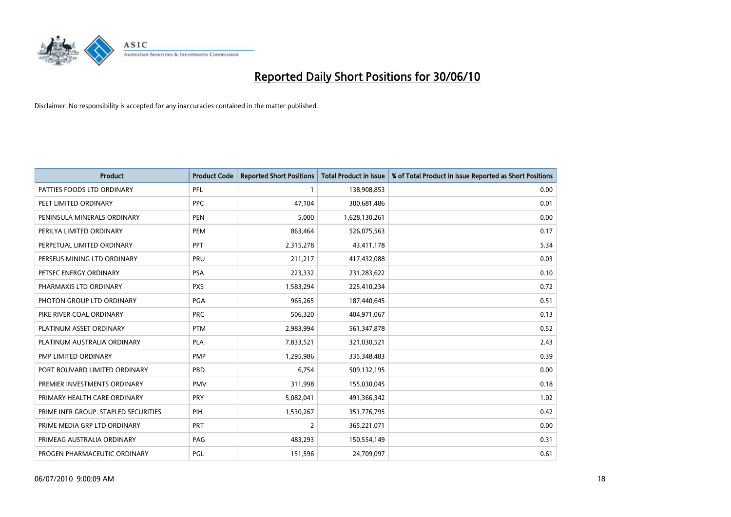# Reported Daily Short Positions for 30/06/10

Disclaimer: No responsibility is accepted for any inaccuracies contained in the matter published.

| Product | Product Code | Reported Short Positions | Total Product in Issue | % of Total Product in Issue Reported as Short Positions |
|---|---|---|---|---|
| PATTIES FOODS LTD ORDINARY | PFL | 1 | 138,908,853 | 0.00 |
| PEET LIMITED ORDINARY | PPC | 47,104 | 300,681,486 | 0.01 |
| PENINSULA MINERALS ORDINARY | PEN | 5,000 | 1,628,130,261 | 0.00 |
| PERILYA LIMITED ORDINARY | PEM | 863,464 | 526,075,563 | 0.17 |
| PERPETUAL LIMITED ORDINARY | PPT | 2,315,278 | 43,411,178 | 5.34 |
| PERSEUS MINING LTD ORDINARY | PRU | 211,217 | 417,432,088 | 0.03 |
| PETSEC ENERGY ORDINARY | PSA | 223,332 | 231,283,622 | 0.10 |
| PHARMAXIS LTD ORDINARY | PXS | 1,583,294 | 225,410,234 | 0.72 |
| PHOTON GROUP LTD ORDINARY | PGA | 965,265 | 187,440,645 | 0.51 |
| PIKE RIVER COAL ORDINARY | PRC | 506,320 | 404,971,067 | 0.13 |
| PLATINUM ASSET ORDINARY | PTM | 2,983,994 | 561,347,878 | 0.52 |
| PLATINUM AUSTRALIA ORDINARY | PLA | 7,833,521 | 321,030,521 | 2.43 |
| PMP LIMITED ORDINARY | PMP | 1,295,986 | 335,348,483 | 0.39 |
| PORT BOUVARD LIMITED ORDINARY | PBD | 6,754 | 509,132,195 | 0.00 |
| PREMIER INVESTMENTS ORDINARY | PMV | 311,998 | 155,030,045 | 0.18 |
| PRIMARY HEALTH CARE ORDINARY | PRY | 5,082,041 | 491,366,342 | 1.02 |
| PRIME INFR GROUP. STAPLED SECURITIES | PIH | 1,530,267 | 351,776,795 | 0.42 |
| PRIME MEDIA GRP LTD ORDINARY | PRT | 2 | 365,221,071 | 0.00 |
| PRIMEAG AUSTRALIA ORDINARY | PAG | 483,293 | 150,554,149 | 0.31 |
| PROGEN PHARMACEUTIC ORDINARY | PGL | 151,596 | 24,709,097 | 0.61 |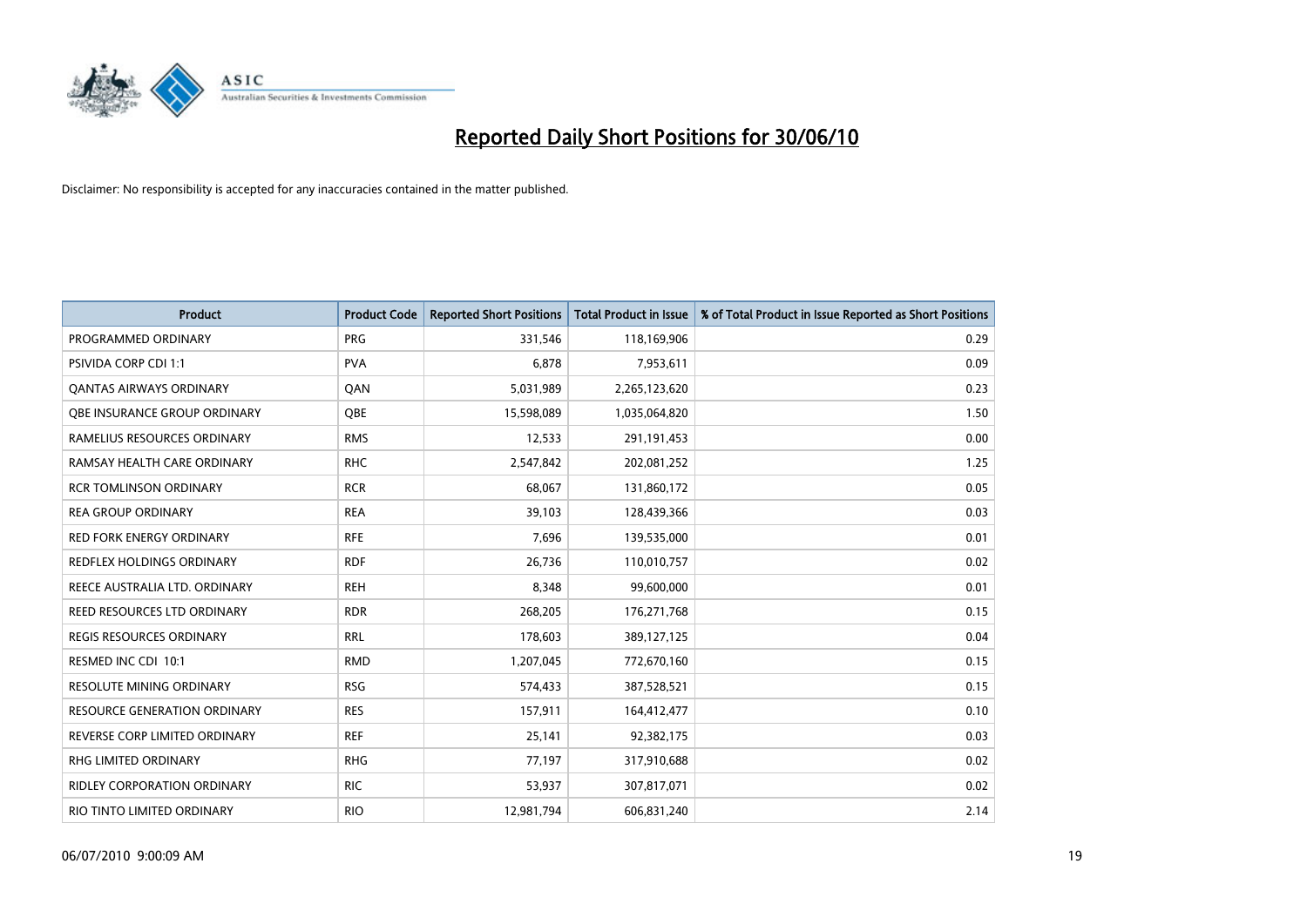# Reported Daily Short Positions for 30/06/10

Disclaimer: No responsibility is accepted for any inaccuracies contained in the matter published.

| Product | Product Code | Reported Short Positions | Total Product in Issue | % of Total Product in Issue Reported as Short Positions |
|---|---|---|---|---|
| PROGRAMMED ORDINARY | PRG | 331,546 | 118,169,906 | 0.29 |
| PSIVIDA CORP CDI 1:1 | PVA | 6,878 | 7,953,611 | 0.09 |
| QANTAS AIRWAYS ORDINARY | QAN | 5,031,989 | 2,265,123,620 | 0.23 |
| QBE INSURANCE GROUP ORDINARY | QBE | 15,598,089 | 1,035,064,820 | 1.50 |
| RAMELIUS RESOURCES ORDINARY | RMS | 12,533 | 291,191,453 | 0.00 |
| RAMSAY HEALTH CARE ORDINARY | RHC | 2,547,842 | 202,081,252 | 1.25 |
| RCR TOMLINSON ORDINARY | RCR | 68,067 | 131,860,172 | 0.05 |
| REA GROUP ORDINARY | REA | 39,103 | 128,439,366 | 0.03 |
| RED FORK ENERGY ORDINARY | RFE | 7,696 | 139,535,000 | 0.01 |
| REDFLEX HOLDINGS ORDINARY | RDF | 26,736 | 110,010,757 | 0.02 |
| REECE AUSTRALIA LTD. ORDINARY | REH | 8,348 | 99,600,000 | 0.01 |
| REED RESOURCES LTD ORDINARY | RDR | 268,205 | 176,271,768 | 0.15 |
| REGIS RESOURCES ORDINARY | RRL | 178,603 | 389,127,125 | 0.04 |
| RESMED INC CDI 10:1 | RMD | 1,207,045 | 772,670,160 | 0.15 |
| RESOLUTE MINING ORDINARY | RSG | 574,433 | 387,528,521 | 0.15 |
| RESOURCE GENERATION ORDINARY | RES | 157,911 | 164,412,477 | 0.10 |
| REVERSE CORP LIMITED ORDINARY | REF | 25,141 | 92,382,175 | 0.03 |
| RHG LIMITED ORDINARY | RHG | 77,197 | 317,910,688 | 0.02 |
| RIDLEY CORPORATION ORDINARY | RIC | 53,937 | 307,817,071 | 0.02 |
| RIO TINTO LIMITED ORDINARY | RIO | 12,981,794 | 606,831,240 | 2.14 |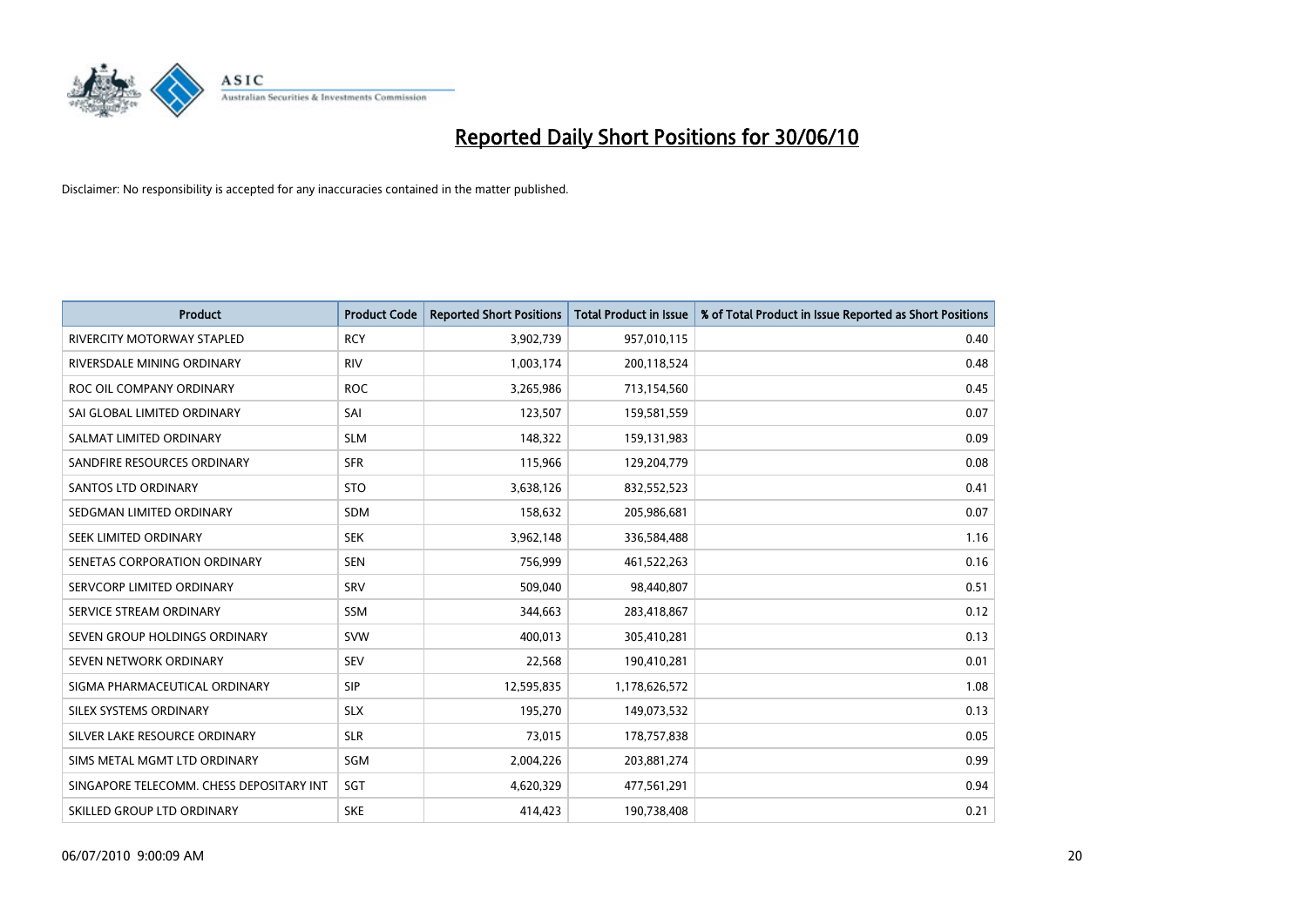# Reported Daily Short Positions for 30/06/10

Disclaimer: No responsibility is accepted for any inaccuracies contained in the matter published.

| Product | Product Code | Reported Short Positions | Total Product in Issue | % of Total Product in Issue Reported as Short Positions |
|---|---|---|---|---|
| RIVERCITY MOTORWAY STAPLED | RCY | 3,902,739 | 957,010,115 | 0.40 |
| RIVERSDALE MINING ORDINARY | RIV | 1,003,174 | 200,118,524 | 0.48 |
| ROC OIL COMPANY ORDINARY | ROC | 3,265,986 | 713,154,560 | 0.45 |
| SAI GLOBAL LIMITED ORDINARY | SAI | 123,507 | 159,581,559 | 0.07 |
| SALMAT LIMITED ORDINARY | SLM | 148,322 | 159,131,983 | 0.09 |
| SANDFIRE RESOURCES ORDINARY | SFR | 115,966 | 129,204,779 | 0.08 |
| SANTOS LTD ORDINARY | STO | 3,638,126 | 832,552,523 | 0.41 |
| SEDGMAN LIMITED ORDINARY | SDM | 158,632 | 205,986,681 | 0.07 |
| SEEK LIMITED ORDINARY | SEK | 3,962,148 | 336,584,488 | 1.16 |
| SENETAS CORPORATION ORDINARY | SEN | 756,999 | 461,522,263 | 0.16 |
| SERVCORP LIMITED ORDINARY | SRV | 509,040 | 98,440,807 | 0.51 |
| SERVICE STREAM ORDINARY | SSM | 344,663 | 283,418,867 | 0.12 |
| SEVEN GROUP HOLDINGS ORDINARY | SVW | 400,013 | 305,410,281 | 0.13 |
| SEVEN NETWORK ORDINARY | SEV | 22,568 | 190,410,281 | 0.01 |
| SIGMA PHARMACEUTICAL ORDINARY | SIP | 12,595,835 | 1,178,626,572 | 1.08 |
| SILEX SYSTEMS ORDINARY | SLX | 195,270 | 149,073,532 | 0.13 |
| SILVER LAKE RESOURCE ORDINARY | SLR | 73,015 | 178,757,838 | 0.05 |
| SIMS METAL MGMT LTD ORDINARY | SGM | 2,004,226 | 203,881,274 | 0.99 |
| SINGAPORE TELECOMM. CHESS DEPOSITARY INT | SGT | 4,620,329 | 477,561,291 | 0.94 |
| SKILLED GROUP LTD ORDINARY | SKE | 414,423 | 190,738,408 | 0.21 |

06/07/2010 9:00:09 AM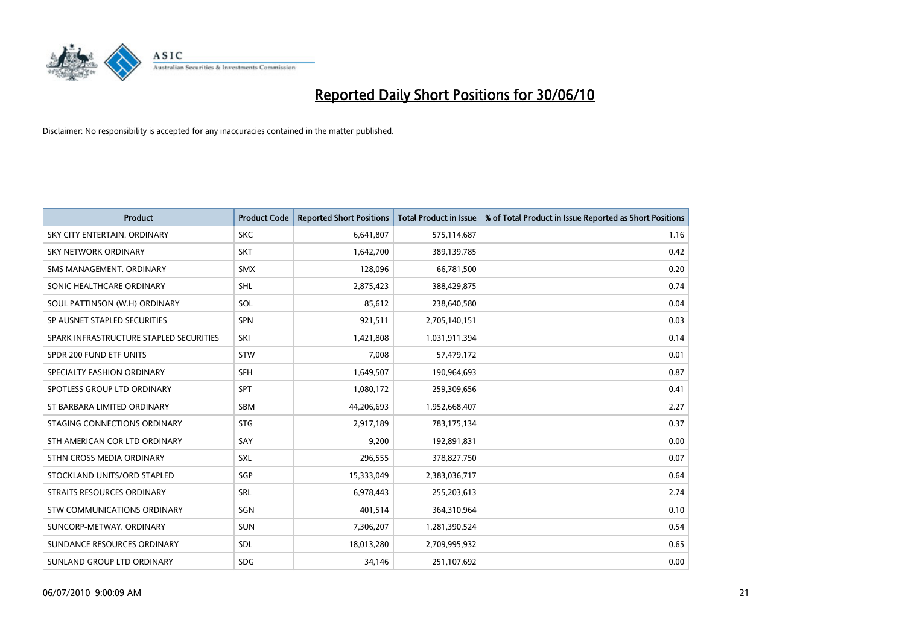# Reported Daily Short Positions for 30/06/10

Disclaimer: No responsibility is accepted for any inaccuracies contained in the matter published.

| Product | Product Code | Reported Short Positions | Total Product in Issue | % of Total Product in Issue Reported as Short Positions |
|---|---|---|---|---|
| SKY CITY ENTERTAIN. ORDINARY | SKC | 6,641,807 | 575,114,687 | 1.16 |
| SKY NETWORK ORDINARY | SKT | 1,642,700 | 389,139,785 | 0.42 |
| SMS MANAGEMENT. ORDINARY | SMX | 128,096 | 66,781,500 | 0.20 |
| SONIC HEALTHCARE ORDINARY | SHL | 2,875,423 | 388,429,875 | 0.74 |
| SOUL PATTINSON (W.H) ORDINARY | SOL | 85,612 | 238,640,580 | 0.04 |
| SP AUSNET STAPLED SECURITIES | SPN | 921,511 | 2,705,140,151 | 0.03 |
| SPARK INFRASTRUCTURE STAPLED SECURITIES | SKI | 1,421,808 | 1,031,911,394 | 0.14 |
| SPDR 200 FUND ETF UNITS | STW | 7,008 | 57,479,172 | 0.01 |
| SPECIALTY FASHION ORDINARY | SFH | 1,649,507 | 190,964,693 | 0.87 |
| SPOTLESS GROUP LTD ORDINARY | SPT | 1,080,172 | 259,309,656 | 0.41 |
| ST BARBARA LIMITED ORDINARY | SBM | 44,206,693 | 1,952,668,407 | 2.27 |
| STAGING CONNECTIONS ORDINARY | STG | 2,917,189 | 783,175,134 | 0.37 |
| STH AMERICAN COR LTD ORDINARY | SAY | 9,200 | 192,891,831 | 0.00 |
| STHN CROSS MEDIA ORDINARY | SXL | 296,555 | 378,827,750 | 0.07 |
| STOCKLAND UNITS/ORD STAPLED | SGP | 15,333,049 | 2,383,036,717 | 0.64 |
| STRAITS RESOURCES ORDINARY | SRL | 6,978,443 | 255,203,613 | 2.74 |
| STW COMMUNICATIONS ORDINARY | SGN | 401,514 | 364,310,964 | 0.10 |
| SUNCORP-METWAY. ORDINARY | SUN | 7,306,207 | 1,281,390,524 | 0.54 |
| SUNDANCE RESOURCES ORDINARY | SDL | 18,013,280 | 2,709,995,932 | 0.65 |
| SUNLAND GROUP LTD ORDINARY | SDG | 34,146 | 251,107,692 | 0.00 |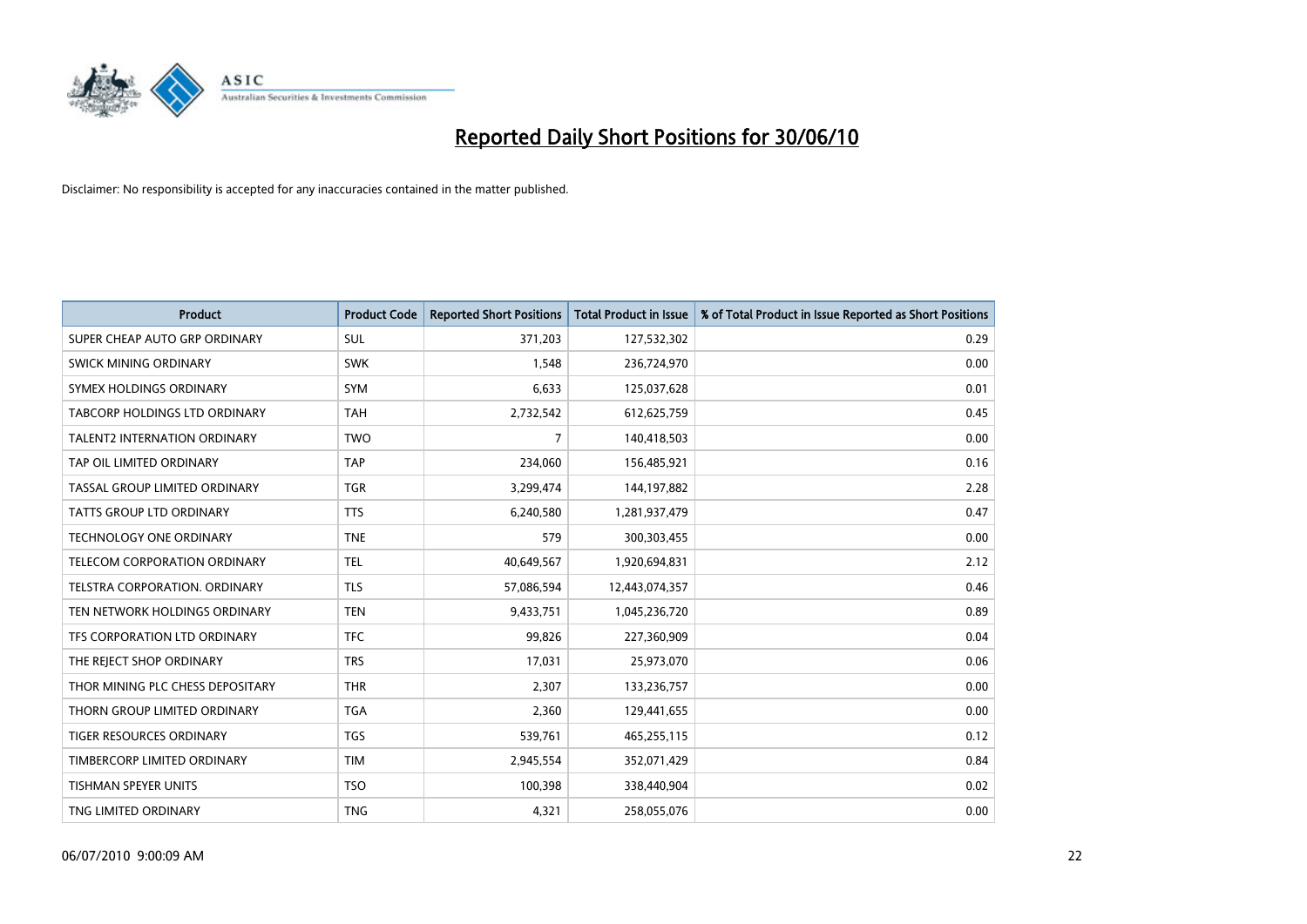# Reported Daily Short Positions for 30/06/10

Disclaimer: No responsibility is accepted for any inaccuracies contained in the matter published.

| Product | Product Code | Reported Short Positions | Total Product in Issue | % of Total Product in Issue Reported as Short Positions |
|---|---|---|---|---|
| SUPER CHEAP AUTO GRP ORDINARY | SUL | 371,203 | 127,532,302 | 0.29 |
| SWICK MINING ORDINARY | SWK | 1,548 | 236,724,970 | 0.00 |
| SYMEX HOLDINGS ORDINARY | SYM | 6,633 | 125,037,628 | 0.01 |
| TABCORP HOLDINGS LTD ORDINARY | TAH | 2,732,542 | 612,625,759 | 0.45 |
| TALENT2 INTERNATION ORDINARY | TWO | 7 | 140,418,503 | 0.00 |
| TAP OIL LIMITED ORDINARY | TAP | 234,060 | 156,485,921 | 0.16 |
| TASSAL GROUP LIMITED ORDINARY | TGR | 3,299,474 | 144,197,882 | 2.28 |
| TATTS GROUP LTD ORDINARY | TTS | 6,240,580 | 1,281,937,479 | 0.47 |
| TECHNOLOGY ONE ORDINARY | TNE | 579 | 300,303,455 | 0.00 |
| TELECOM CORPORATION ORDINARY | TEL | 40,649,567 | 1,920,694,831 | 2.12 |
| TELSTRA CORPORATION. ORDINARY | TLS | 57,086,594 | 12,443,074,357 | 0.46 |
| TEN NETWORK HOLDINGS ORDINARY | TEN | 9,433,751 | 1,045,236,720 | 0.89 |
| TFS CORPORATION LTD ORDINARY | TFC | 99,826 | 227,360,909 | 0.04 |
| THE REJECT SHOP ORDINARY | TRS | 17,031 | 25,973,070 | 0.06 |
| THOR MINING PLC CHESS DEPOSITARY | THR | 2,307 | 133,236,757 | 0.00 |
| THORN GROUP LIMITED ORDINARY | TGA | 2,360 | 129,441,655 | 0.00 |
| TIGER RESOURCES ORDINARY | TGS | 539,761 | 465,255,115 | 0.12 |
| TIMBERCORP LIMITED ORDINARY | TIM | 2,945,554 | 352,071,429 | 0.84 |
| TISHMAN SPEYER UNITS | TSO | 100,398 | 338,440,904 | 0.02 |
| TNG LIMITED ORDINARY | TNG | 4,321 | 258,055,076 | 0.00 |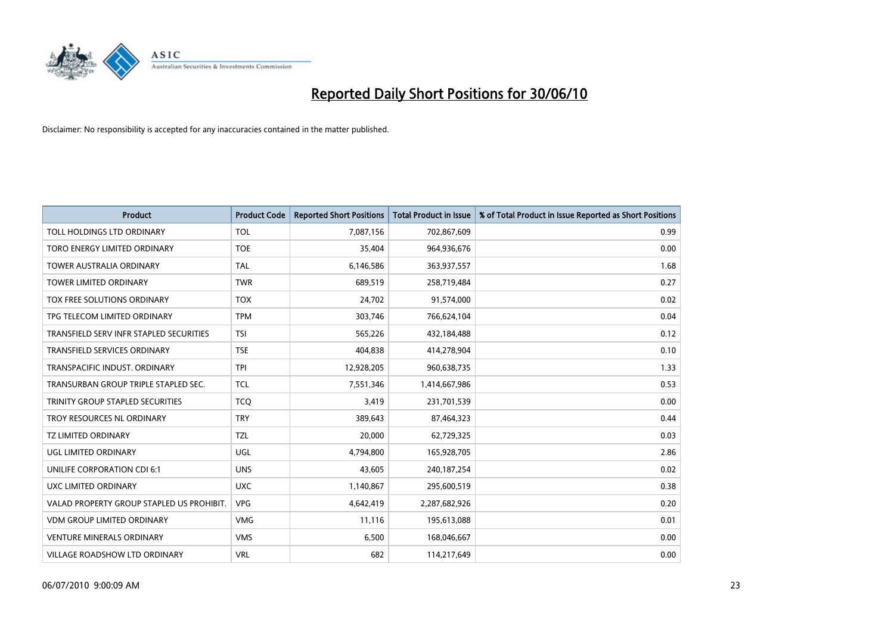# Reported Daily Short Positions for 30/06/10

Disclaimer: No responsibility is accepted for any inaccuracies contained in the matter published.

| Product | Product Code | Reported Short Positions | Total Product in Issue | % of Total Product in Issue Reported as Short Positions |
|---|---|---|---|---|
| TOLL HOLDINGS LTD ORDINARY | TOL | 7,087,156 | 702,867,609 | 0.99 |
| TORO ENERGY LIMITED ORDINARY | TOE | 35,404 | 964,936,676 | 0.00 |
| TOWER AUSTRALIA ORDINARY | TAL | 6,146,586 | 363,937,557 | 1.68 |
| TOWER LIMITED ORDINARY | TWR | 689,519 | 258,719,484 | 0.27 |
| TOX FREE SOLUTIONS ORDINARY | TOX | 24,702 | 91,574,000 | 0.02 |
| TPG TELECOM LIMITED ORDINARY | TPM | 303,746 | 766,624,104 | 0.04 |
| TRANSFIELD SERV INFR STAPLED SECURITIES | TSI | 565,226 | 432,184,488 | 0.12 |
| TRANSFIELD SERVICES ORDINARY | TSE | 404,838 | 414,278,904 | 0.10 |
| TRANSPACIFIC INDUST. ORDINARY | TPI | 12,928,205 | 960,638,735 | 1.33 |
| TRANSURBAN GROUP TRIPLE STAPLED SEC. | TCL | 7,551,346 | 1,414,667,986 | 0.53 |
| TRINITY GROUP STAPLED SECURITIES | TCQ | 3,419 | 231,701,539 | 0.00 |
| TROY RESOURCES NL ORDINARY | TRY | 389,643 | 87,464,323 | 0.44 |
| TZ LIMITED ORDINARY | TZL | 20,000 | 62,729,325 | 0.03 |
| UGL LIMITED ORDINARY | UGL | 4,794,800 | 165,928,705 | 2.86 |
| UNILIFE CORPORATION CDI 6:1 | UNS | 43,605 | 240,187,254 | 0.02 |
| UXC LIMITED ORDINARY | UXC | 1,140,867 | 295,600,519 | 0.38 |
| VALAD PROPERTY GROUP STAPLED US PROHIBIT. | VPG | 4,642,419 | 2,287,682,926 | 0.20 |
| VDM GROUP LIMITED ORDINARY | VMG | 11,116 | 195,613,088 | 0.01 |
| VENTURE MINERALS ORDINARY | VMS | 6,500 | 168,046,667 | 0.00 |
| VILLAGE ROADSHOW LTD ORDINARY | VRL | 682 | 114,217,649 | 0.00 |

06/07/2010 9:00:09 AM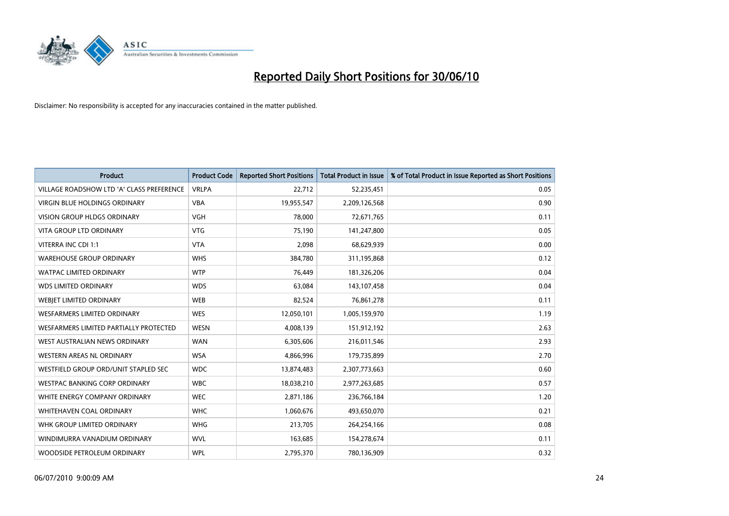# Reported Daily Short Positions for 30/06/10

Disclaimer: No responsibility is accepted for any inaccuracies contained in the matter published.

| Product | Product Code | Reported Short Positions | Total Product in Issue | % of Total Product in Issue Reported as Short Positions |
|---|---|---|---|---|
| VILLAGE ROADSHOW LTD 'A' CLASS PREFERENCE | VRLPA | 22,712 | 52,235,451 | 0.05 |
| VIRGIN BLUE HOLDINGS ORDINARY | VBA | 19,955,547 | 2,209,126,568 | 0.90 |
| VISION GROUP HLDGS ORDINARY | VGH | 78,000 | 72,671,765 | 0.11 |
| VITA GROUP LTD ORDINARY | VTG | 75,190 | 141,247,800 | 0.05 |
| VITERRA INC CDI 1:1 | VTA | 2,098 | 68,629,939 | 0.00 |
| WAREHOUSE GROUP ORDINARY | WHS | 384,780 | 311,195,868 | 0.12 |
| WATPAC LIMITED ORDINARY | WTP | 76,449 | 181,326,206 | 0.04 |
| WDS LIMITED ORDINARY | WDS | 63,084 | 143,107,458 | 0.04 |
| WEBJET LIMITED ORDINARY | WEB | 82,524 | 76,861,278 | 0.11 |
| WESFARMERS LIMITED ORDINARY | WES | 12,050,101 | 1,005,159,970 | 1.19 |
| WESFARMERS LIMITED PARTIALLY PROTECTED | WESN | 4,008,139 | 151,912,192 | 2.63 |
| WEST AUSTRALIAN NEWS ORDINARY | WAN | 6,305,606 | 216,011,546 | 2.93 |
| WESTERN AREAS NL ORDINARY | WSA | 4,866,996 | 179,735,899 | 2.70 |
| WESTFIELD GROUP ORD/UNIT STAPLED SEC | WDC | 13,874,483 | 2,307,773,663 | 0.60 |
| WESTPAC BANKING CORP ORDINARY | WBC | 18,038,210 | 2,977,263,685 | 0.57 |
| WHITE ENERGY COMPANY ORDINARY | WEC | 2,871,186 | 236,766,184 | 1.20 |
| WHITEHAVEN COAL ORDINARY | WHC | 1,060,676 | 493,650,070 | 0.21 |
| WHK GROUP LIMITED ORDINARY | WHG | 213,705 | 264,254,166 | 0.08 |
| WINDIMURRA VANADIUM ORDINARY | WVL | 163,685 | 154,278,674 | 0.11 |
| WOODSIDE PETROLEUM ORDINARY | WPL | 2,795,370 | 780,136,909 | 0.32 |

06/07/2010 9:00:09 AM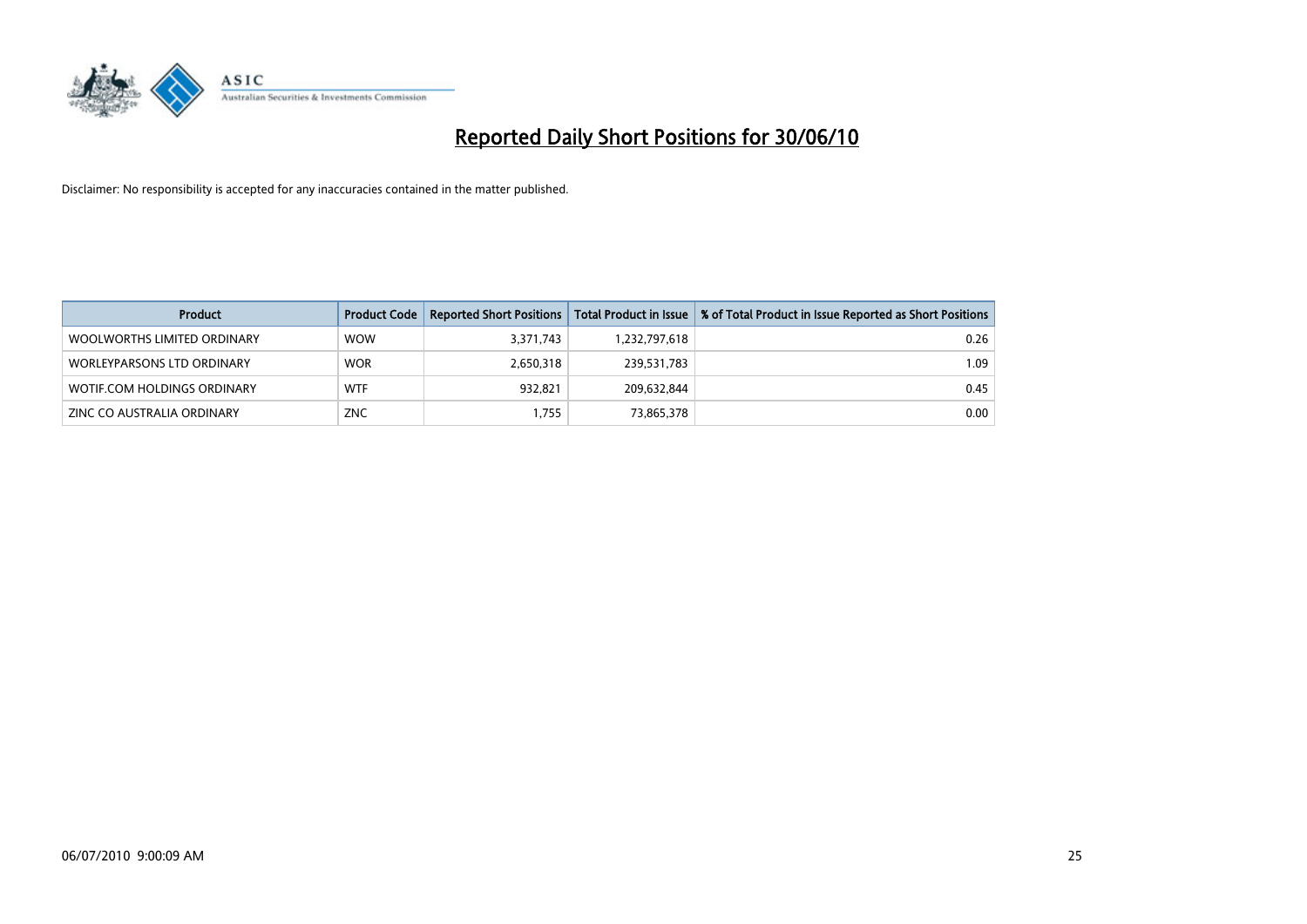# Reported Daily Short Positions for 30/06/10

Disclaimer: No responsibility is accepted for any inaccuracies contained in the matter published.

| Product | Product Code | Reported Short Positions | Total Product in Issue | % of Total Product in Issue Reported as Short Positions |
|---|---|---|---|---|
| WOOLWORTHS LIMITED ORDINARY | WOW | 3,371,743 | 1,232,797,618 | 0.26 |
| WORLEYPARSONS LTD ORDINARY | WOR | 2,650,318 | 239,531,783 | 1.09 |
| WOTIF.COM HOLDINGS ORDINARY | WTF | 932,821 | 209,632,844 | 0.45 |
| ZINC CO AUSTRALIA ORDINARY | ZNC | 1,755 | 73,865,378 | 0.00 |

06/07/2010 9:00:09 AM